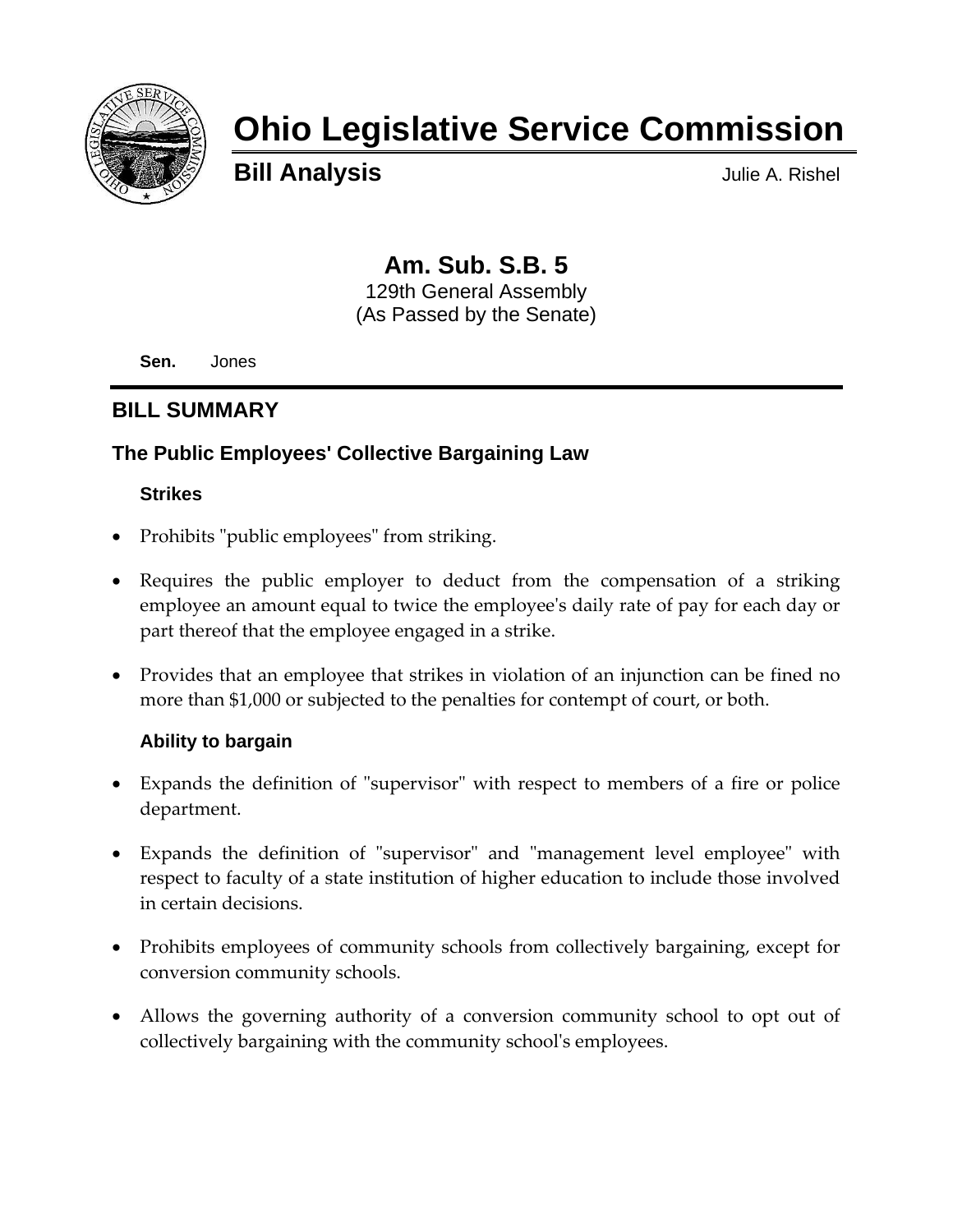# Ohio Legislative Service Commission

**Bill Analysis** Julie A. Rishel

## Am. Sub. S.B. 5

129th General Assembly
(As Passed by the Senate)

**Sen.** Jones

## BILL SUMMARY

### The Public Employees' Collective Bargaining Law

#### Strikes

- Prohibits "public employees" from striking.
- Requires the public employer to deduct from the compensation of a striking employee an amount equal to twice the employee's daily rate of pay for each day or part thereof that the employee engaged in a strike.
- Provides that an employee that strikes in violation of an injunction can be fined no more than $1,000 or subjected to the penalties for contempt of court, or both.

#### Ability to bargain

- Expands the definition of "supervisor" with respect to members of a fire or police department.
- Expands the definition of "supervisor" and "management level employee" with respect to faculty of a state institution of higher education to include those involved in certain decisions.
- Prohibits employees of community schools from collectively bargaining, except for conversion community schools.
- Allows the governing authority of a conversion community school to opt out of collectively bargaining with the community school's employees.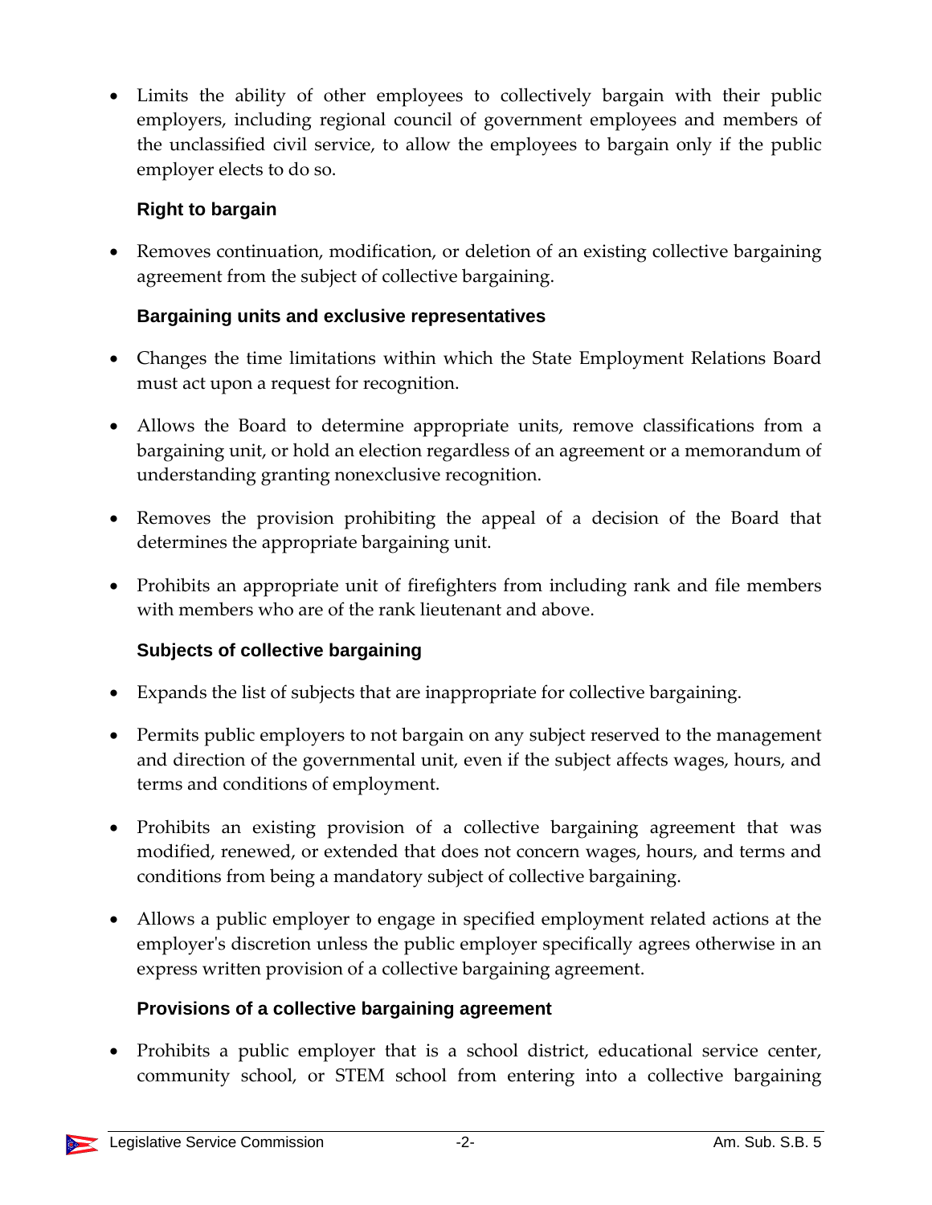- Limits the ability of other employees to collectively bargain with their public employers, including regional council of government employees and members of the unclassified civil service, to allow the employees to bargain only if the public employer elects to do so.

### Right to bargain

- Removes continuation, modification, or deletion of an existing collective bargaining agreement from the subject of collective bargaining.

### Bargaining units and exclusive representatives

- Changes the time limitations within which the State Employment Relations Board must act upon a request for recognition.
- Allows the Board to determine appropriate units, remove classifications from a bargaining unit, or hold an election regardless of an agreement or a memorandum of understanding granting nonexclusive recognition.
- Removes the provision prohibiting the appeal of a decision of the Board that determines the appropriate bargaining unit.
- Prohibits an appropriate unit of firefighters from including rank and file members with members who are of the rank lieutenant and above.

### Subjects of collective bargaining

- Expands the list of subjects that are inappropriate for collective bargaining.
- Permits public employers to not bargain on any subject reserved to the management and direction of the governmental unit, even if the subject affects wages, hours, and terms and conditions of employment.
- Prohibits an existing provision of a collective bargaining agreement that was modified, renewed, or extended that does not concern wages, hours, and terms and conditions from being a mandatory subject of collective bargaining.
- Allows a public employer to engage in specified employment related actions at the employer's discretion unless the public employer specifically agrees otherwise in an express written provision of a collective bargaining agreement.

### Provisions of a collective bargaining agreement

- Prohibits a public employer that is a school district, educational service center, community school, or STEM school from entering into a collective bargaining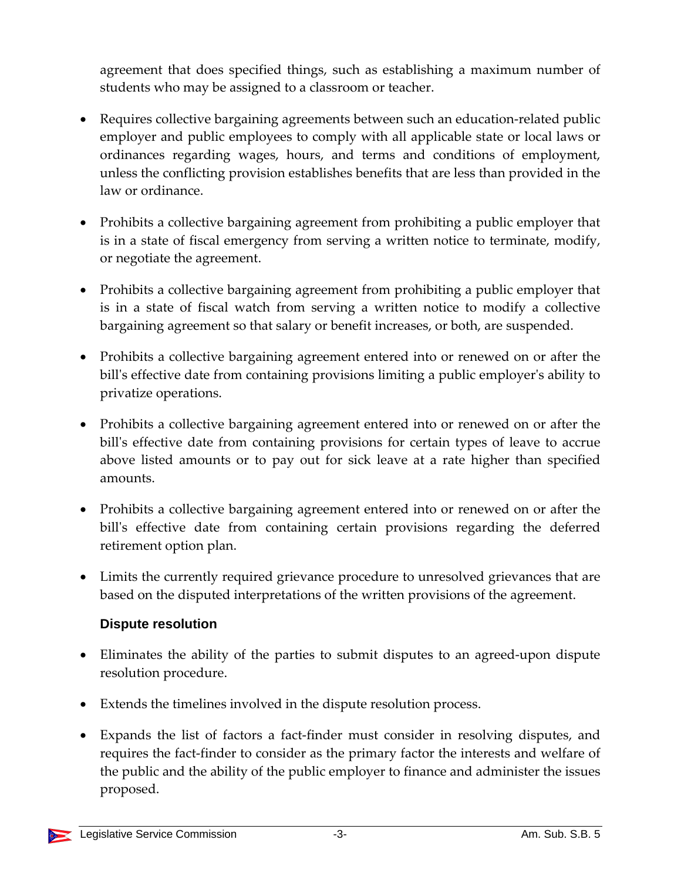agreement that does specified things, such as establishing a maximum number of students who may be assigned to a classroom or teacher.

- Requires collective bargaining agreements between such an education-related public employer and public employees to comply with all applicable state or local laws or ordinances regarding wages, hours, and terms and conditions of employment, unless the conflicting provision establishes benefits that are less than provided in the law or ordinance.
- Prohibits a collective bargaining agreement from prohibiting a public employer that is in a state of fiscal emergency from serving a written notice to terminate, modify, or negotiate the agreement.
- Prohibits a collective bargaining agreement from prohibiting a public employer that is in a state of fiscal watch from serving a written notice to modify a collective bargaining agreement so that salary or benefit increases, or both, are suspended.
- Prohibits a collective bargaining agreement entered into or renewed on or after the bill's effective date from containing provisions limiting a public employer's ability to privatize operations.
- Prohibits a collective bargaining agreement entered into or renewed on or after the bill's effective date from containing provisions for certain types of leave to accrue above listed amounts or to pay out for sick leave at a rate higher than specified amounts.
- Prohibits a collective bargaining agreement entered into or renewed on or after the bill's effective date from containing certain provisions regarding the deferred retirement option plan.
- Limits the currently required grievance procedure to unresolved grievances that are based on the disputed interpretations of the written provisions of the agreement.

**Dispute resolution**

- Eliminates the ability of the parties to submit disputes to an agreed-upon dispute resolution procedure.
- Extends the timelines involved in the dispute resolution process.
- Expands the list of factors a fact-finder must consider in resolving disputes, and requires the fact-finder to consider as the primary factor the interests and welfare of the public and the ability of the public employer to finance and administer the issues proposed.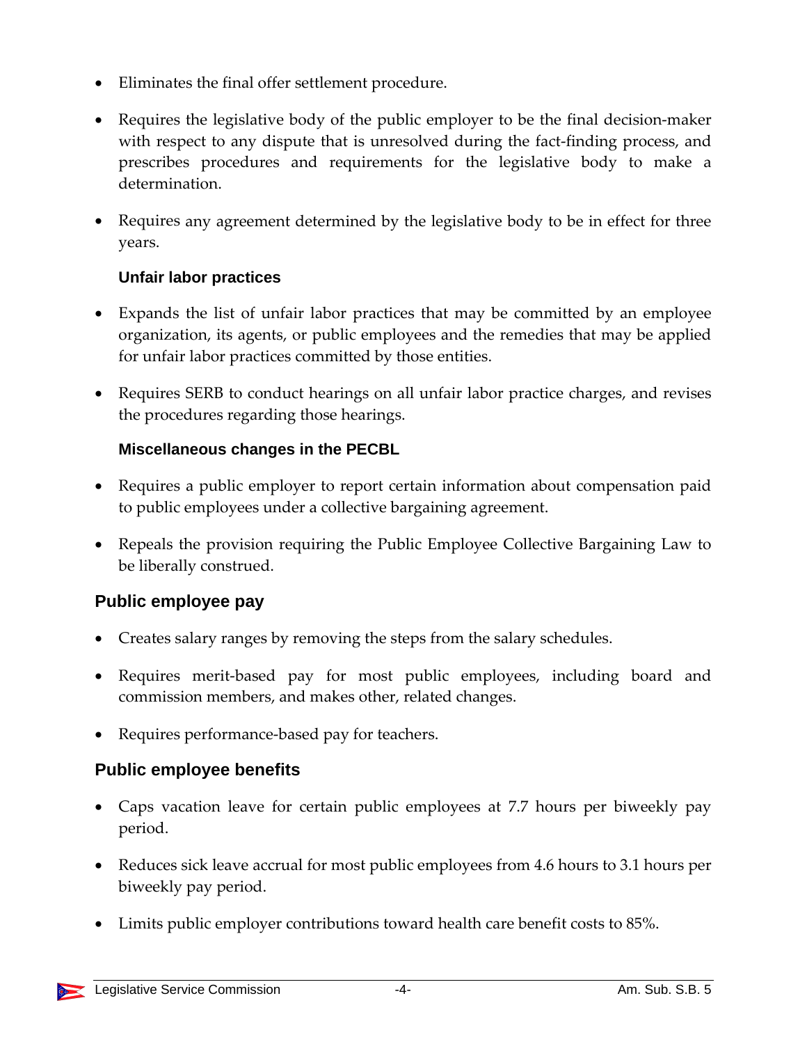- Eliminates the final offer settlement procedure.

- Requires the legislative body of the public employer to be the final decision-maker with respect to any dispute that is unresolved during the fact-finding process, and prescribes procedures and requirements for the legislative body to make a determination.

- Requires any agreement determined by the legislative body to be in effect for three years.

#### Unfair labor practices

- Expands the list of unfair labor practices that may be committed by an employee organization, its agents, or public employees and the remedies that may be applied for unfair labor practices committed by those entities.

- Requires SERB to conduct hearings on all unfair labor practice charges, and revises the procedures regarding those hearings.

#### Miscellaneous changes in the PECBL

- Requires a public employer to report certain information about compensation paid to public employees under a collective bargaining agreement.

- Repeals the provision requiring the Public Employee Collective Bargaining Law to be liberally construed.

### Public employee pay

- Creates salary ranges by removing the steps from the salary schedules.

- Requires merit-based pay for most public employees, including board and commission members, and makes other, related changes.

- Requires performance-based pay for teachers.

### Public employee benefits

- Caps vacation leave for certain public employees at 7.7 hours per biweekly pay period.

- Reduces sick leave accrual for most public employees from 4.6 hours to 3.1 hours per biweekly pay period.

- Limits public employer contributions toward health care benefit costs to 85%.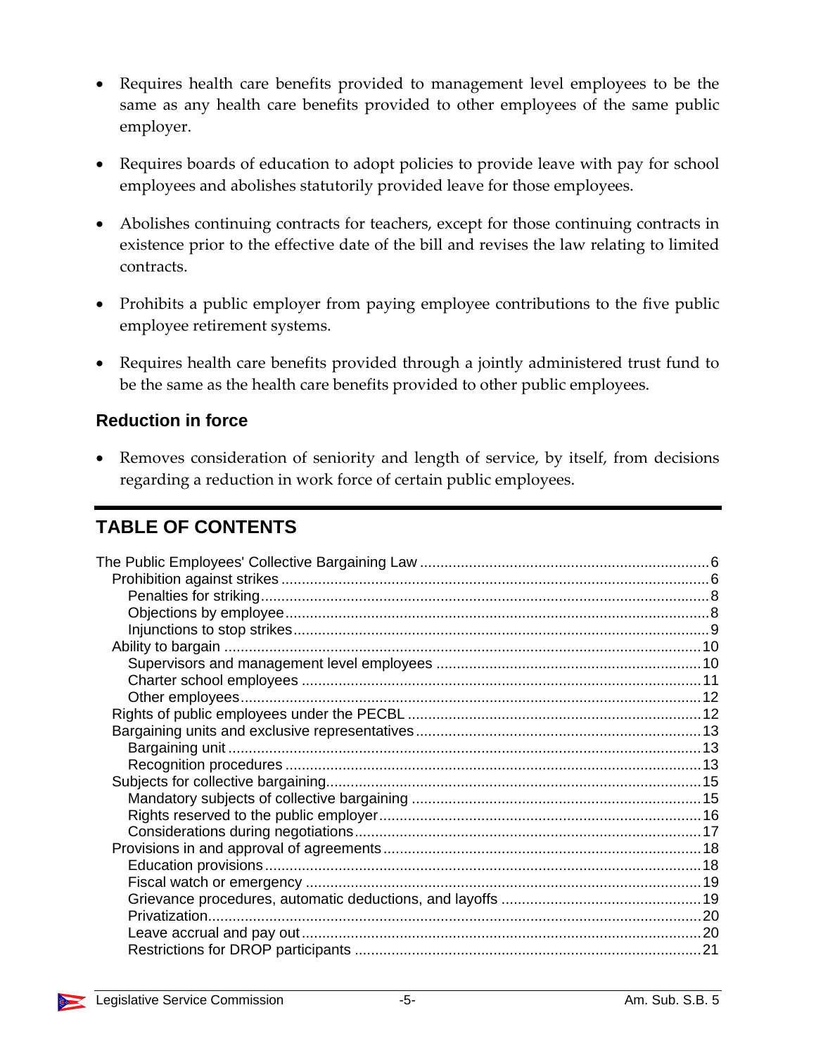- Requires health care benefits provided to management level employees to be the same as any health care benefits provided to other employees of the same public employer.
- Requires boards of education to adopt policies to provide leave with pay for school employees and abolishes statutorily provided leave for those employees.
- Abolishes continuing contracts for teachers, except for those continuing contracts in existence prior to the effective date of the bill and revises the law relating to limited contracts.
- Prohibits a public employer from paying employee contributions to the five public employee retirement systems.
- Requires health care benefits provided through a jointly administered trust fund to be the same as the health care benefits provided to other public employees.

### Reduction in force

- Removes consideration of seniority and length of service, by itself, from decisions regarding a reduction in work force of certain public employees.

## TABLE OF CONTENTS

The Public Employees' Collective Bargaining Law .......... 6
  Prohibition against strikes .......... 6
    Penalties for striking .......... 8
    Objections by employee .......... 8
    Injunctions to stop strikes .......... 9
  Ability to bargain .......... 10
    Supervisors and management level employees .......... 10
    Charter school employees .......... 11
    Other employees .......... 12
  Rights of public employees under the PECBL .......... 12
  Bargaining units and exclusive representatives .......... 13
    Bargaining unit .......... 13
    Recognition procedures .......... 13
  Subjects for collective bargaining .......... 15
    Mandatory subjects of collective bargaining .......... 15
    Rights reserved to the public employer .......... 16
    Considerations during negotiations .......... 17
  Provisions in and approval of agreements .......... 18
    Education provisions .......... 18
    Fiscal watch or emergency .......... 19
    Grievance procedures, automatic deductions, and layoffs .......... 19
    Privatization .......... 20
    Leave accrual and pay out .......... 20
    Restrictions for DROP participants .......... 21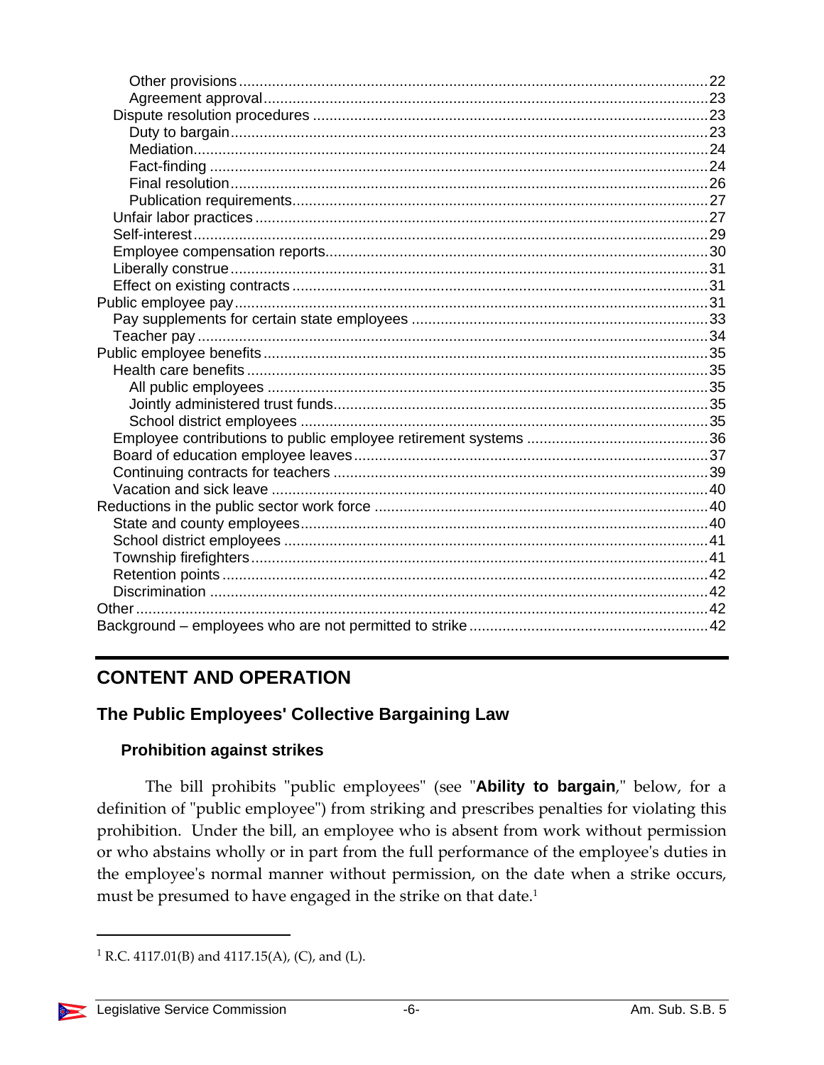Other provisions .......... 22
Agreement approval .......... 23
Dispute resolution procedures .......... 23
Duty to bargain .......... 23
Mediation .......... 24
Fact-finding .......... 24
Final resolution .......... 26
Publication requirements .......... 27
Unfair labor practices .......... 27
Self-interest .......... 29
Employee compensation reports .......... 30
Liberally construe .......... 31
Effect on existing contracts .......... 31
Public employee pay .......... 31
Pay supplements for certain state employees .......... 33
Teacher pay .......... 34
Public employee benefits .......... 35
Health care benefits .......... 35
All public employees .......... 35
Jointly administered trust funds .......... 35
School district employees .......... 35
Employee contributions to public employee retirement systems .......... 36
Board of education employee leaves .......... 37
Continuing contracts for teachers .......... 39
Vacation and sick leave .......... 40
Reductions in the public sector work force .......... 40
State and county employees .......... 40
School district employees .......... 41
Township firefighters .......... 41
Retention points .......... 42
Discrimination .......... 42
Other .......... 42
Background – employees who are not permitted to strike .......... 42

---

## CONTENT AND OPERATION

### The Public Employees' Collective Bargaining Law

#### Prohibition against strikes

The bill prohibits "public employees" (see "**Ability to bargain**," below, for a definition of "public employee") from striking and prescribes penalties for violating this prohibition. Under the bill, an employee who is absent from work without permission or who abstains wholly or in part from the full performance of the employee's duties in the employee's normal manner without permission, on the date when a strike occurs, must be presumed to have engaged in the strike on that date.[1]

---

[1] R.C. 4117.01(B) and 4117.15(A), (C), and (L).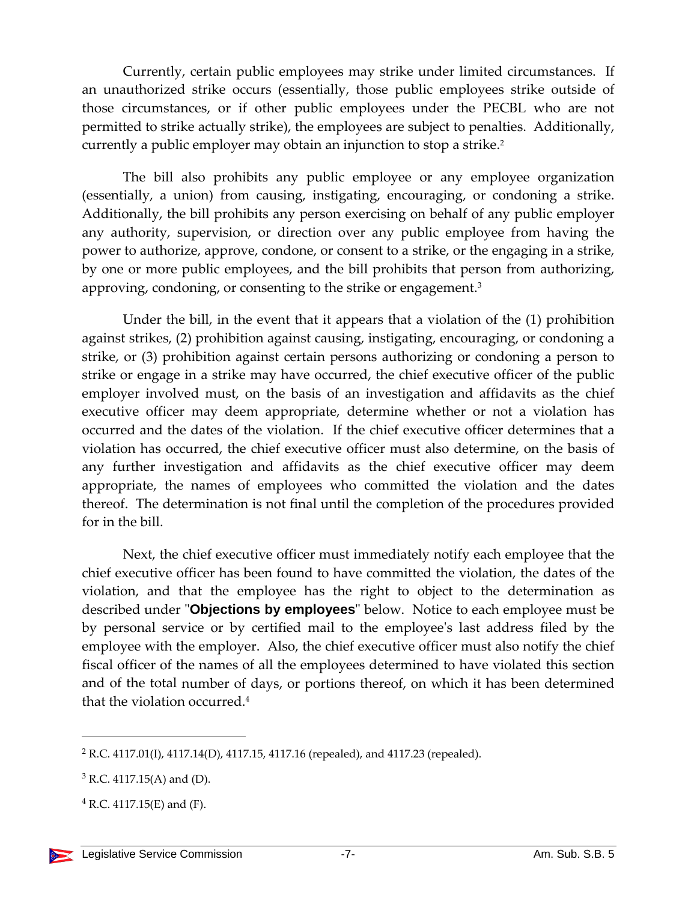Currently, certain public employees may strike under limited circumstances. If an unauthorized strike occurs (essentially, those public employees strike outside of those circumstances, or if other public employees under the PECBL who are not permitted to strike actually strike), the employees are subject to penalties. Additionally, currently a public employer may obtain an injunction to stop a strike.[2]

The bill also prohibits any public employee or any employee organization (essentially, a union) from causing, instigating, encouraging, or condoning a strike. Additionally, the bill prohibits any person exercising on behalf of any public employer any authority, supervision, or direction over any public employee from having the power to authorize, approve, condone, or consent to a strike, or the engaging in a strike, by one or more public employees, and the bill prohibits that person from authorizing, approving, condoning, or consenting to the strike or engagement.[3]

Under the bill, in the event that it appears that a violation of the (1) prohibition against strikes, (2) prohibition against causing, instigating, encouraging, or condoning a strike, or (3) prohibition against certain persons authorizing or condoning a person to strike or engage in a strike may have occurred, the chief executive officer of the public employer involved must, on the basis of an investigation and affidavits as the chief executive officer may deem appropriate, determine whether or not a violation has occurred and the dates of the violation. If the chief executive officer determines that a violation has occurred, the chief executive officer must also determine, on the basis of any further investigation and affidavits as the chief executive officer may deem appropriate, the names of employees who committed the violation and the dates thereof. The determination is not final until the completion of the procedures provided for in the bill.

Next, the chief executive officer must immediately notify each employee that the chief executive officer has been found to have committed the violation, the dates of the violation, and that the employee has the right to object to the determination as described under "**Objections by employees**" below. Notice to each employee must be by personal service or by certified mail to the employee's last address filed by the employee with the employer. Also, the chief executive officer must also notify the chief fiscal officer of the names of all the employees determined to have violated this section and of the total number of days, or portions thereof, on which it has been determined that the violation occurred.[4]

---

[2] R.C. 4117.01(I), 4117.14(D), 4117.15, 4117.16 (repealed), and 4117.23 (repealed).

[3] R.C. 4117.15(A) and (D).

[4] R.C. 4117.15(E) and (F).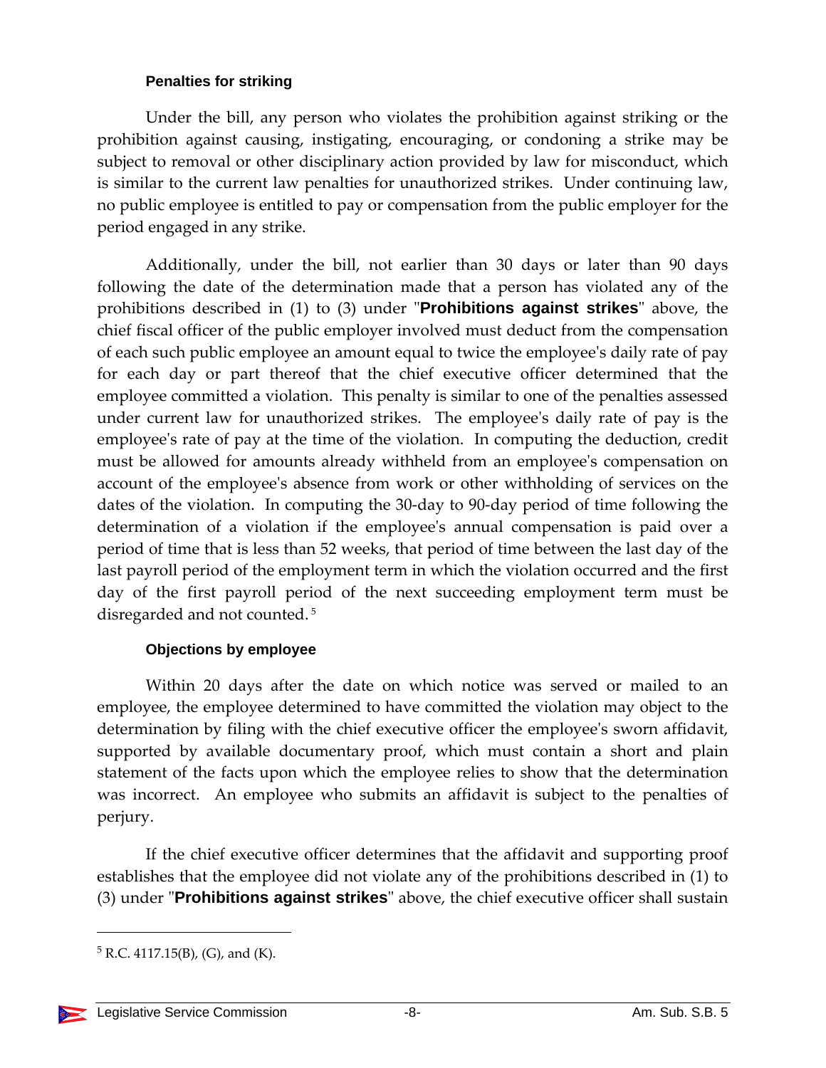### Penalties for striking

Under the bill, any person who violates the prohibition against striking or the prohibition against causing, instigating, encouraging, or condoning a strike may be subject to removal or other disciplinary action provided by law for misconduct, which is similar to the current law penalties for unauthorized strikes. Under continuing law, no public employee is entitled to pay or compensation from the public employer for the period engaged in any strike.

Additionally, under the bill, not earlier than 30 days or later than 90 days following the date of the determination made that a person has violated any of the prohibitions described in (1) to (3) under "**Prohibitions against strikes**" above, the chief fiscal officer of the public employer involved must deduct from the compensation of each such public employee an amount equal to twice the employee's daily rate of pay for each day or part thereof that the chief executive officer determined that the employee committed a violation. This penalty is similar to one of the penalties assessed under current law for unauthorized strikes. The employee's daily rate of pay is the employee's rate of pay at the time of the violation. In computing the deduction, credit must be allowed for amounts already withheld from an employee's compensation on account of the employee's absence from work or other withholding of services on the dates of the violation. In computing the 30-day to 90-day period of time following the determination of a violation if the employee's annual compensation is paid over a period of time that is less than 52 weeks, that period of time between the last day of the last payroll period of the employment term in which the violation occurred and the first day of the first payroll period of the next succeeding employment term must be disregarded and not counted.[5]

### Objections by employee

Within 20 days after the date on which notice was served or mailed to an employee, the employee determined to have committed the violation may object to the determination by filing with the chief executive officer the employee's sworn affidavit, supported by available documentary proof, which must contain a short and plain statement of the facts upon which the employee relies to show that the determination was incorrect. An employee who submits an affidavit is subject to the penalties of perjury.

If the chief executive officer determines that the affidavit and supporting proof establishes that the employee did not violate any of the prohibitions described in (1) to (3) under "**Prohibitions against strikes**" above, the chief executive officer shall sustain

---

[5] R.C. 4117.15(B), (G), and (K).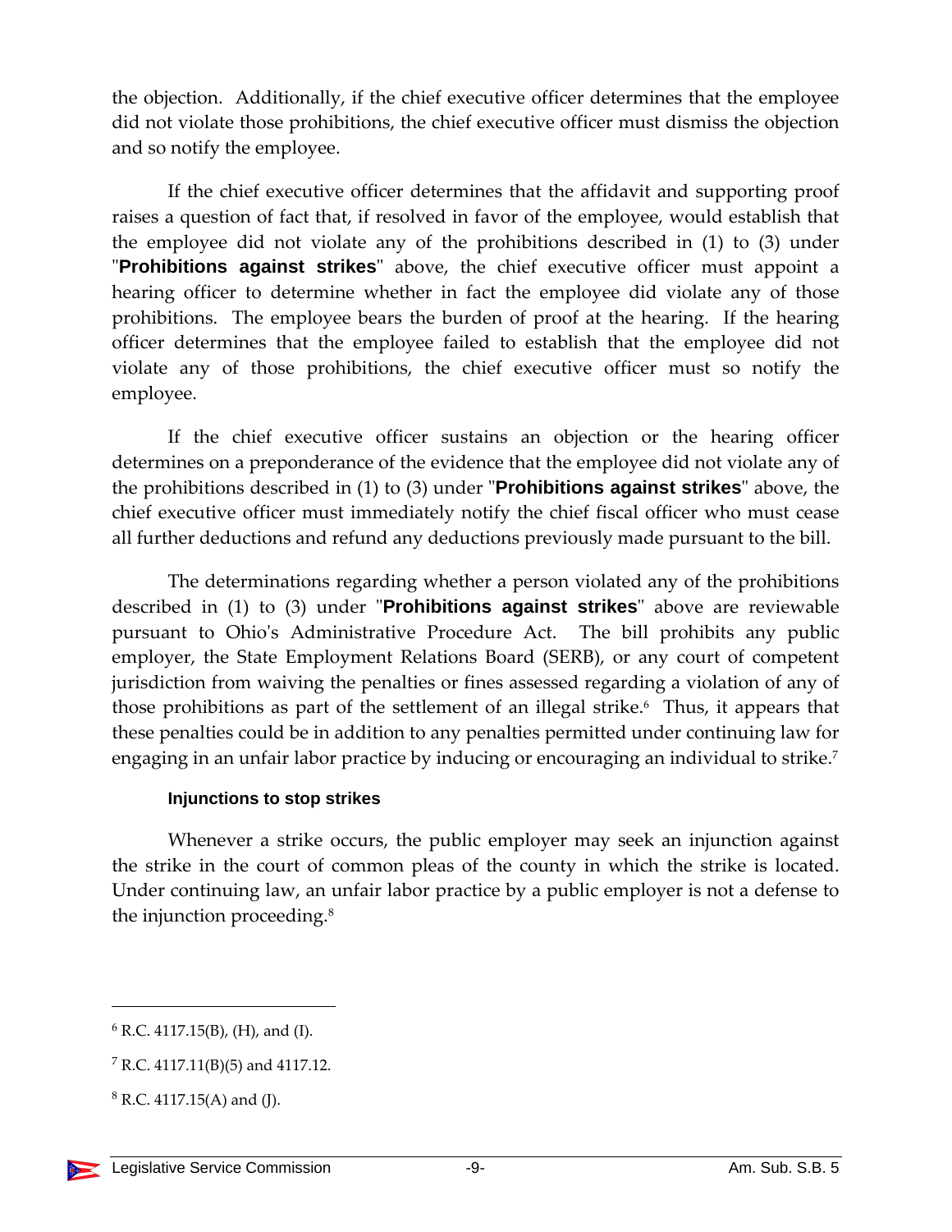the objection. Additionally, if the chief executive officer determines that the employee did not violate those prohibitions, the chief executive officer must dismiss the objection and so notify the employee.

If the chief executive officer determines that the affidavit and supporting proof raises a question of fact that, if resolved in favor of the employee, would establish that the employee did not violate any of the prohibitions described in (1) to (3) under "**Prohibitions against strikes**" above, the chief executive officer must appoint a hearing officer to determine whether in fact the employee did violate any of those prohibitions. The employee bears the burden of proof at the hearing. If the hearing officer determines that the employee failed to establish that the employee did not violate any of those prohibitions, the chief executive officer must so notify the employee.

If the chief executive officer sustains an objection or the hearing officer determines on a preponderance of the evidence that the employee did not violate any of the prohibitions described in (1) to (3) under "**Prohibitions against strikes**" above, the chief executive officer must immediately notify the chief fiscal officer who must cease all further deductions and refund any deductions previously made pursuant to the bill.

The determinations regarding whether a person violated any of the prohibitions described in (1) to (3) under "**Prohibitions against strikes**" above are reviewable pursuant to Ohio's Administrative Procedure Act. The bill prohibits any public employer, the State Employment Relations Board (SERB), or any court of competent jurisdiction from waiving the penalties or fines assessed regarding a violation of any of those prohibitions as part of the settlement of an illegal strike.[6] Thus, it appears that these penalties could be in addition to any penalties permitted under continuing law for engaging in an unfair labor practice by inducing or encouraging an individual to strike.[7]

#### Injunctions to stop strikes

Whenever a strike occurs, the public employer may seek an injunction against the strike in the court of common pleas of the county in which the strike is located. Under continuing law, an unfair labor practice by a public employer is not a defense to the injunction proceeding.[8]

---

[6] R.C. 4117.15(B), (H), and (I).

[7] R.C. 4117.11(B)(5) and 4117.12.

[8] R.C. 4117.15(A) and (J).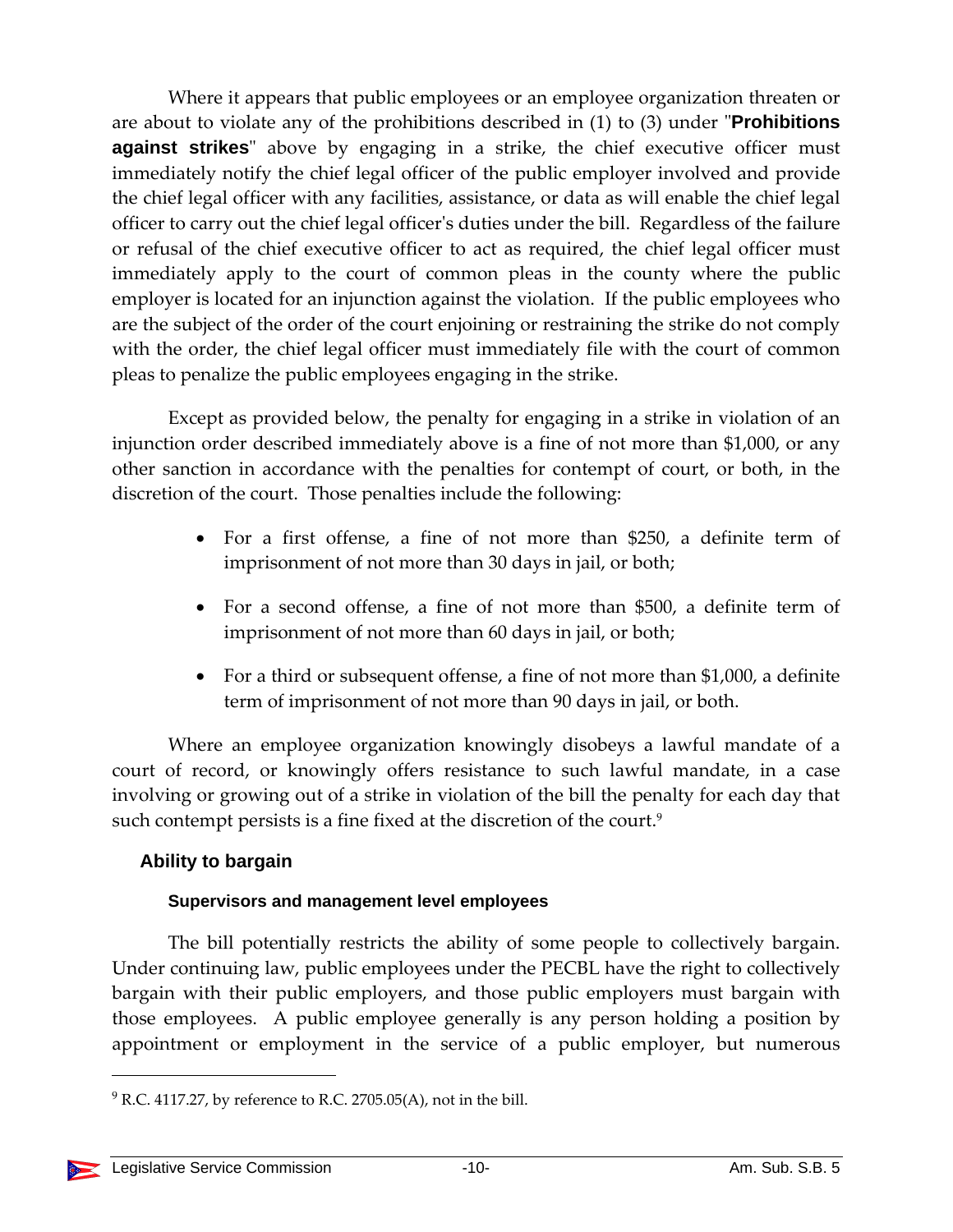Where it appears that public employees or an employee organization threaten or are about to violate any of the prohibitions described in (1) to (3) under "**Prohibitions against strikes**" above by engaging in a strike, the chief executive officer must immediately notify the chief legal officer of the public employer involved and provide the chief legal officer with any facilities, assistance, or data as will enable the chief legal officer to carry out the chief legal officer's duties under the bill. Regardless of the failure or refusal of the chief executive officer to act as required, the chief legal officer must immediately apply to the court of common pleas in the county where the public employer is located for an injunction against the violation. If the public employees who are the subject of the order of the court enjoining or restraining the strike do not comply with the order, the chief legal officer must immediately file with the court of common pleas to penalize the public employees engaging in the strike.

Except as provided below, the penalty for engaging in a strike in violation of an injunction order described immediately above is a fine of not more than $1,000, or any other sanction in accordance with the penalties for contempt of court, or both, in the discretion of the court. Those penalties include the following:

- For a first offense, a fine of not more than $250, a definite term of imprisonment of not more than 30 days in jail, or both;
- For a second offense, a fine of not more than $500, a definite term of imprisonment of not more than 60 days in jail, or both;
- For a third or subsequent offense, a fine of not more than $1,000, a definite term of imprisonment of not more than 90 days in jail, or both.

Where an employee organization knowingly disobeys a lawful mandate of a court of record, or knowingly offers resistance to such lawful mandate, in a case involving or growing out of a strike in violation of the bill the penalty for each day that such contempt persists is a fine fixed at the discretion of the court.[9]

## Ability to bargain

### Supervisors and management level employees

The bill potentially restricts the ability of some people to collectively bargain. Under continuing law, public employees under the PECBL have the right to collectively bargain with their public employers, and those public employers must bargain with those employees. A public employee generally is any person holding a position by appointment or employment in the service of a public employer, but numerous

[9] R.C. 4117.27, by reference to R.C. 2705.05(A), not in the bill.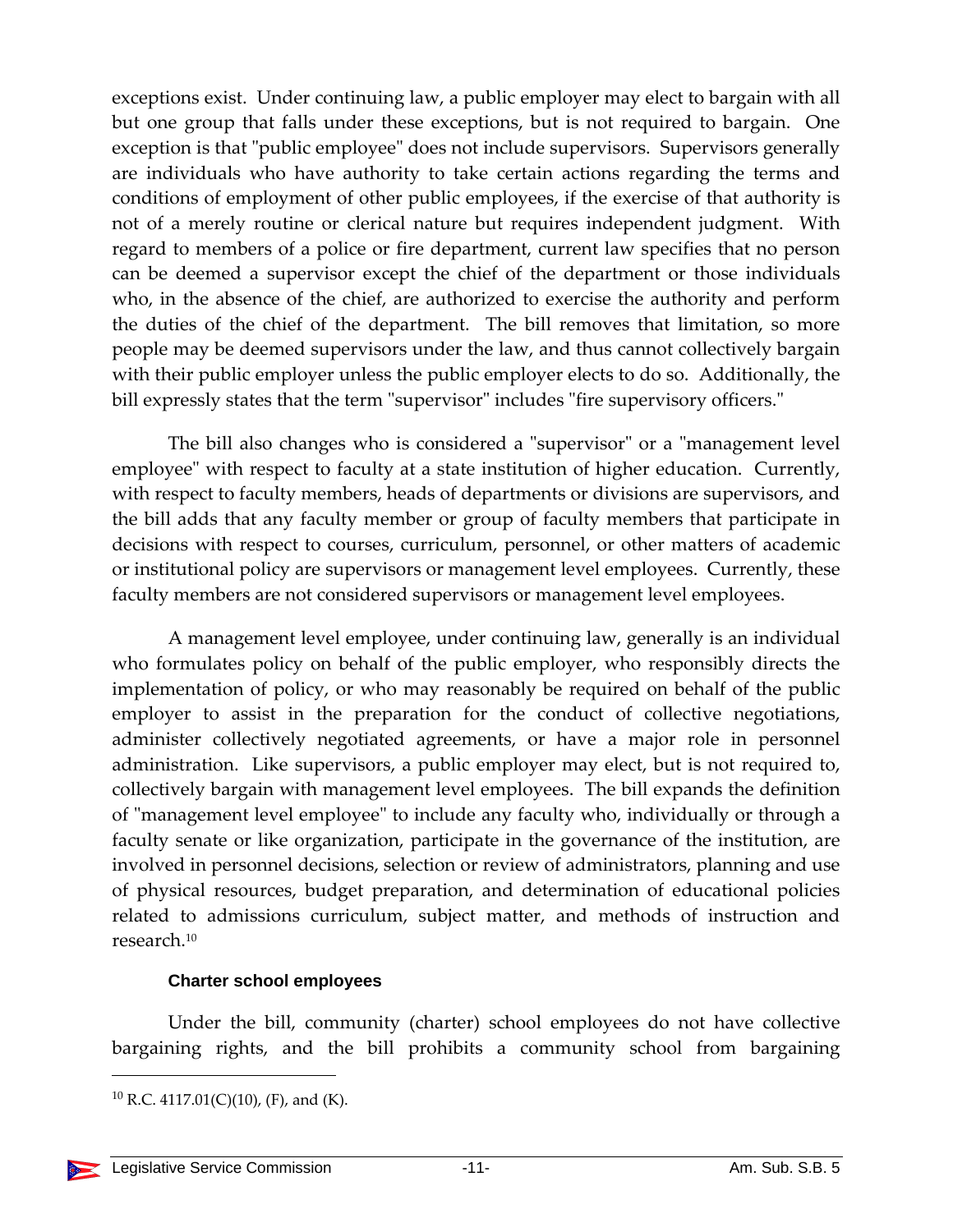exceptions exist. Under continuing law, a public employer may elect to bargain with all but one group that falls under these exceptions, but is not required to bargain. One exception is that "public employee" does not include supervisors. Supervisors generally are individuals who have authority to take certain actions regarding the terms and conditions of employment of other public employees, if the exercise of that authority is not of a merely routine or clerical nature but requires independent judgment. With regard to members of a police or fire department, current law specifies that no person can be deemed a supervisor except the chief of the department or those individuals who, in the absence of the chief, are authorized to exercise the authority and perform the duties of the chief of the department. The bill removes that limitation, so more people may be deemed supervisors under the law, and thus cannot collectively bargain with their public employer unless the public employer elects to do so. Additionally, the bill expressly states that the term "supervisor" includes "fire supervisory officers."

The bill also changes who is considered a "supervisor" or a "management level employee" with respect to faculty at a state institution of higher education. Currently, with respect to faculty members, heads of departments or divisions are supervisors, and the bill adds that any faculty member or group of faculty members that participate in decisions with respect to courses, curriculum, personnel, or other matters of academic or institutional policy are supervisors or management level employees. Currently, these faculty members are not considered supervisors or management level employees.

A management level employee, under continuing law, generally is an individual who formulates policy on behalf of the public employer, who responsibly directs the implementation of policy, or who may reasonably be required on behalf of the public employer to assist in the preparation for the conduct of collective negotiations, administer collectively negotiated agreements, or have a major role in personnel administration. Like supervisors, a public employer may elect, but is not required to, collectively bargain with management level employees. The bill expands the definition of "management level employee" to include any faculty who, individually or through a faculty senate or like organization, participate in the governance of the institution, are involved in personnel decisions, selection or review of administrators, planning and use of physical resources, budget preparation, and determination of educational policies related to admissions curriculum, subject matter, and methods of instruction and research.[10]

#### Charter school employees

Under the bill, community (charter) school employees do not have collective bargaining rights, and the bill prohibits a community school from bargaining

---

[10] R.C. 4117.01(C)(10), (F), and (K).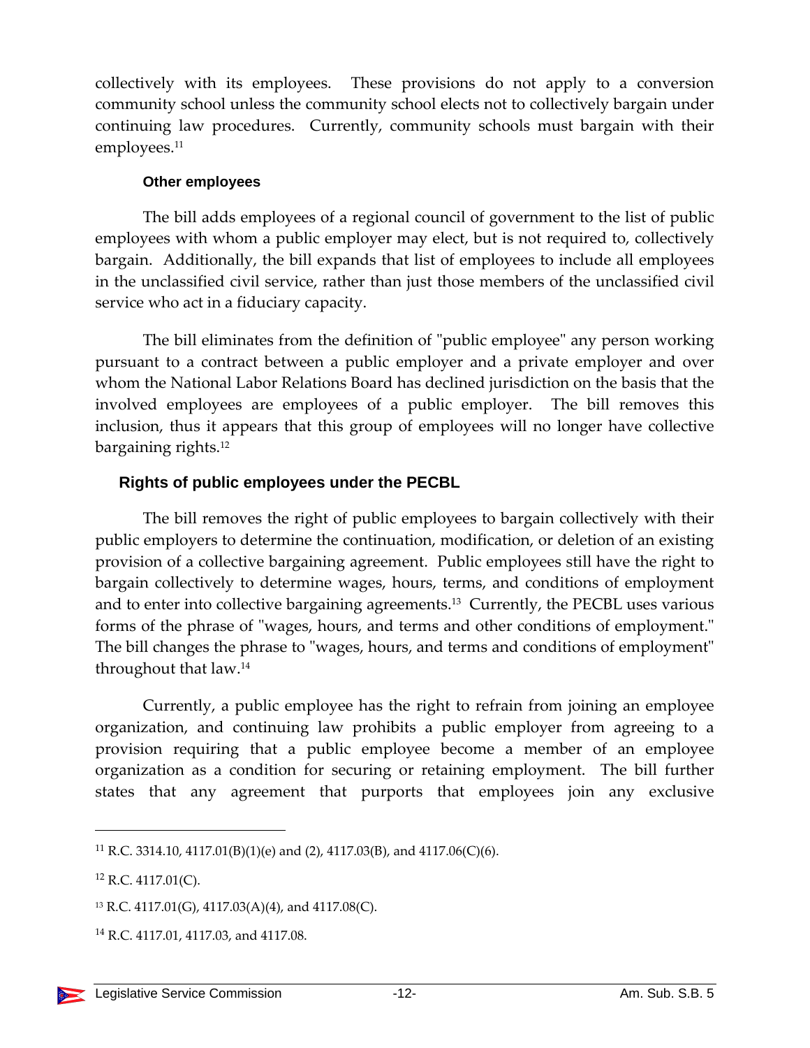collectively with its employees. These provisions do not apply to a conversion community school unless the community school elects not to collectively bargain under continuing law procedures. Currently, community schools must bargain with their employees.[11]

#### Other employees

The bill adds employees of a regional council of government to the list of public employees with whom a public employer may elect, but is not required to, collectively bargain. Additionally, the bill expands that list of employees to include all employees in the unclassified civil service, rather than just those members of the unclassified civil service who act in a fiduciary capacity.

The bill eliminates from the definition of "public employee" any person working pursuant to a contract between a public employer and a private employer and over whom the National Labor Relations Board has declined jurisdiction on the basis that the involved employees are employees of a public employer. The bill removes this inclusion, thus it appears that this group of employees will no longer have collective bargaining rights.[12]

### Rights of public employees under the PECBL

The bill removes the right of public employees to bargain collectively with their public employers to determine the continuation, modification, or deletion of an existing provision of a collective bargaining agreement. Public employees still have the right to bargain collectively to determine wages, hours, terms, and conditions of employment and to enter into collective bargaining agreements.[13] Currently, the PECBL uses various forms of the phrase of "wages, hours, and terms and other conditions of employment." The bill changes the phrase to "wages, hours, and terms and conditions of employment" throughout that law.[14]

Currently, a public employee has the right to refrain from joining an employee organization, and continuing law prohibits a public employer from agreeing to a provision requiring that a public employee become a member of an employee organization as a condition for securing or retaining employment. The bill further states that any agreement that purports that employees join any exclusive

---

[11] R.C. 3314.10, 4117.01(B)(1)(e) and (2), 4117.03(B), and 4117.06(C)(6).

[12] R.C. 4117.01(C).

[13] R.C. 4117.01(G), 4117.03(A)(4), and 4117.08(C).

[14] R.C. 4117.01, 4117.03, and 4117.08.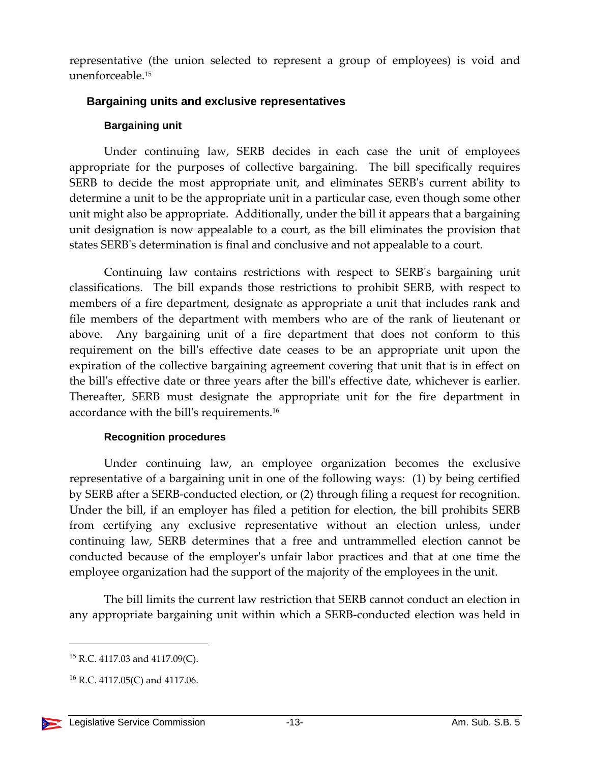representative (the union selected to represent a group of employees) is void and unenforceable.[15]

## Bargaining units and exclusive representatives

### Bargaining unit

Under continuing law, SERB decides in each case the unit of employees appropriate for the purposes of collective bargaining. The bill specifically requires SERB to decide the most appropriate unit, and eliminates SERB's current ability to determine a unit to be the appropriate unit in a particular case, even though some other unit might also be appropriate. Additionally, under the bill it appears that a bargaining unit designation is now appealable to a court, as the bill eliminates the provision that states SERB's determination is final and conclusive and not appealable to a court.

Continuing law contains restrictions with respect to SERB's bargaining unit classifications. The bill expands those restrictions to prohibit SERB, with respect to members of a fire department, designate as appropriate a unit that includes rank and file members of the department with members who are of the rank of lieutenant or above. Any bargaining unit of a fire department that does not conform to this requirement on the bill's effective date ceases to be an appropriate unit upon the expiration of the collective bargaining agreement covering that unit that is in effect on the bill's effective date or three years after the bill's effective date, whichever is earlier. Thereafter, SERB must designate the appropriate unit for the fire department in accordance with the bill's requirements.[16]

### Recognition procedures

Under continuing law, an employee organization becomes the exclusive representative of a bargaining unit in one of the following ways: (1) by being certified by SERB after a SERB-conducted election, or (2) through filing a request for recognition. Under the bill, if an employer has filed a petition for election, the bill prohibits SERB from certifying any exclusive representative without an election unless, under continuing law, SERB determines that a free and untrammelled election cannot be conducted because of the employer's unfair labor practices and that at one time the employee organization had the support of the majority of the employees in the unit.

The bill limits the current law restriction that SERB cannot conduct an election in any appropriate bargaining unit within which a SERB-conducted election was held in

---

[15] R.C. 4117.03 and 4117.09(C).

[16] R.C. 4117.05(C) and 4117.06.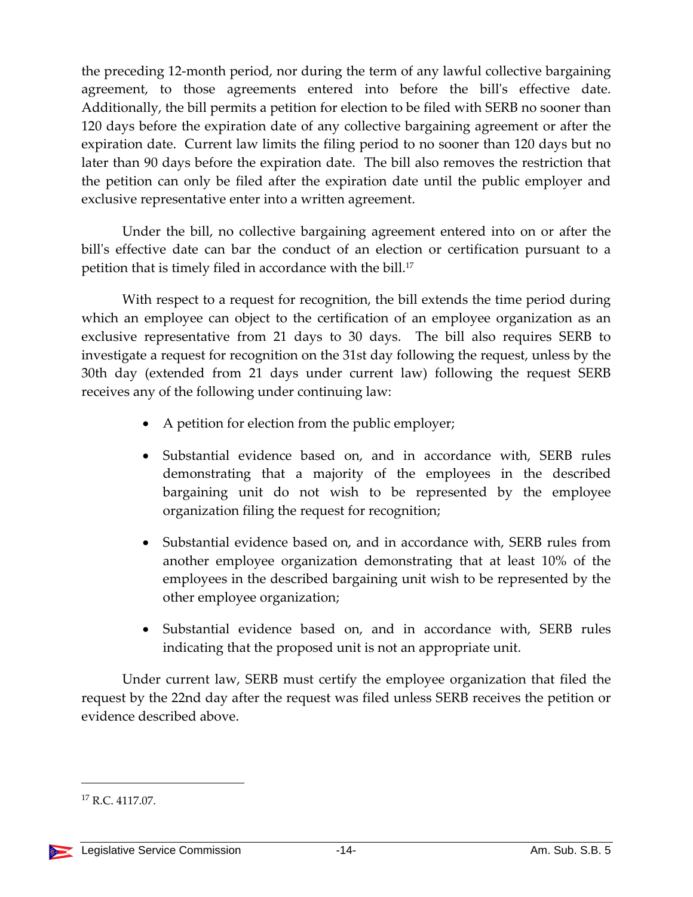the preceding 12-month period, nor during the term of any lawful collective bargaining agreement, to those agreements entered into before the bill's effective date. Additionally, the bill permits a petition for election to be filed with SERB no sooner than 120 days before the expiration date of any collective bargaining agreement or after the expiration date. Current law limits the filing period to no sooner than 120 days but no later than 90 days before the expiration date. The bill also removes the restriction that the petition can only be filed after the expiration date until the public employer and exclusive representative enter into a written agreement.

Under the bill, no collective bargaining agreement entered into on or after the bill's effective date can bar the conduct of an election or certification pursuant to a petition that is timely filed in accordance with the bill.[17]

With respect to a request for recognition, the bill extends the time period during which an employee can object to the certification of an employee organization as an exclusive representative from 21 days to 30 days. The bill also requires SERB to investigate a request for recognition on the 31st day following the request, unless by the 30th day (extended from 21 days under current law) following the request SERB receives any of the following under continuing law:

- A petition for election from the public employer;
- Substantial evidence based on, and in accordance with, SERB rules demonstrating that a majority of the employees in the described bargaining unit do not wish to be represented by the employee organization filing the request for recognition;
- Substantial evidence based on, and in accordance with, SERB rules from another employee organization demonstrating that at least 10% of the employees in the described bargaining unit wish to be represented by the other employee organization;
- Substantial evidence based on, and in accordance with, SERB rules indicating that the proposed unit is not an appropriate unit.

Under current law, SERB must certify the employee organization that filed the request by the 22nd day after the request was filed unless SERB receives the petition or evidence described above.

---

[17] R.C. 4117.07.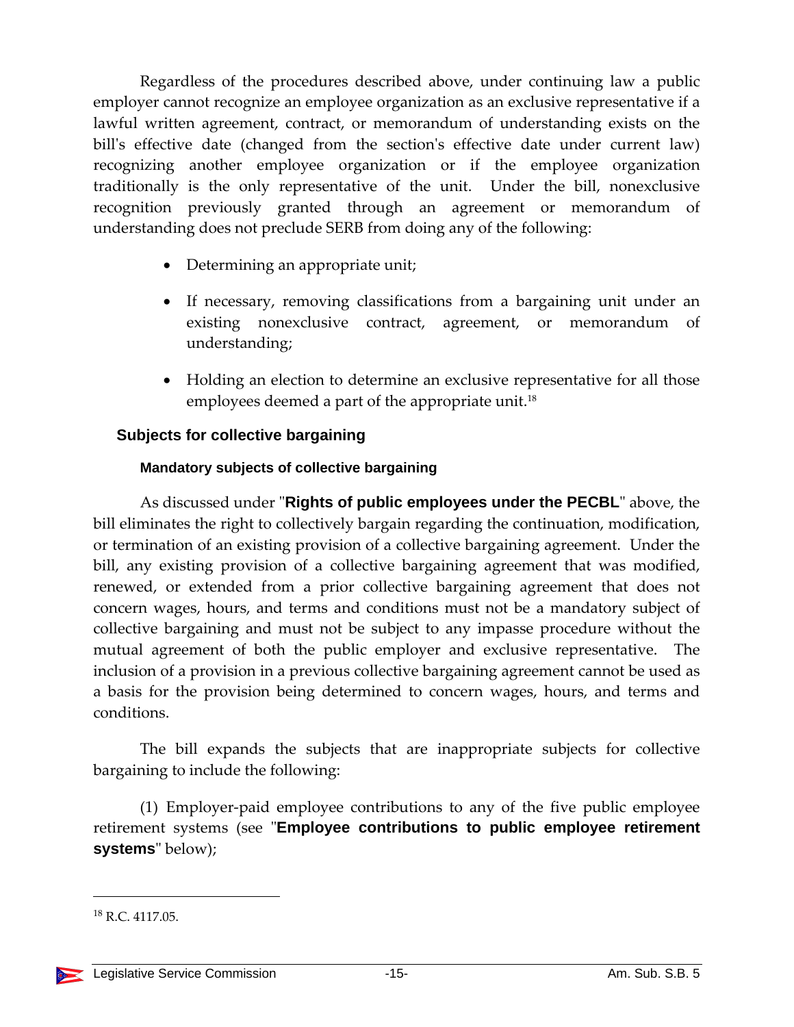Regardless of the procedures described above, under continuing law a public employer cannot recognize an employee organization as an exclusive representative if a lawful written agreement, contract, or memorandum of understanding exists on the bill's effective date (changed from the section's effective date under current law) recognizing another employee organization or if the employee organization traditionally is the only representative of the unit. Under the bill, nonexclusive recognition previously granted through an agreement or memorandum of understanding does not preclude SERB from doing any of the following:

- Determining an appropriate unit;
- If necessary, removing classifications from a bargaining unit under an existing nonexclusive contract, agreement, or memorandum of understanding;
- Holding an election to determine an exclusive representative for all those employees deemed a part of the appropriate unit.[18]

## Subjects for collective bargaining

### Mandatory subjects of collective bargaining

As discussed under "**Rights of public employees under the PECBL**" above, the bill eliminates the right to collectively bargain regarding the continuation, modification, or termination of an existing provision of a collective bargaining agreement. Under the bill, any existing provision of a collective bargaining agreement that was modified, renewed, or extended from a prior collective bargaining agreement that does not concern wages, hours, and terms and conditions must not be a mandatory subject of collective bargaining and must not be subject to any impasse procedure without the mutual agreement of both the public employer and exclusive representative. The inclusion of a provision in a previous collective bargaining agreement cannot be used as a basis for the provision being determined to concern wages, hours, and terms and conditions.

The bill expands the subjects that are inappropriate subjects for collective bargaining to include the following:

(1) Employer-paid employee contributions to any of the five public employee retirement systems (see "**Employee contributions to public employee retirement systems**" below);

---

[18] R.C. 4117.05.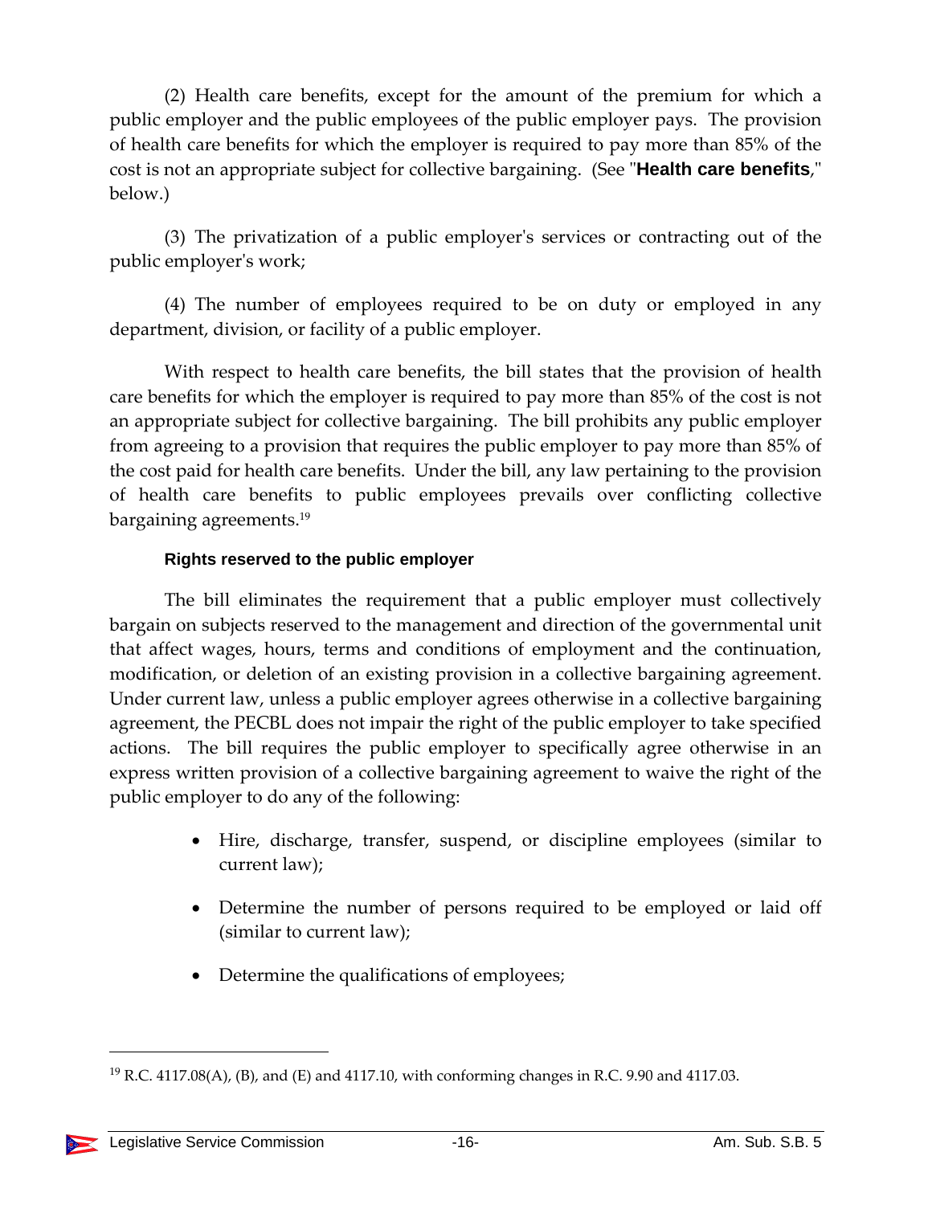(2) Health care benefits, except for the amount of the premium for which a public employer and the public employees of the public employer pays. The provision of health care benefits for which the employer is required to pay more than 85% of the cost is not an appropriate subject for collective bargaining. (See "**Health care benefits**," below.)

(3) The privatization of a public employer's services or contracting out of the public employer's work;

(4) The number of employees required to be on duty or employed in any department, division, or facility of a public employer.

With respect to health care benefits, the bill states that the provision of health care benefits for which the employer is required to pay more than 85% of the cost is not an appropriate subject for collective bargaining. The bill prohibits any public employer from agreeing to a provision that requires the public employer to pay more than 85% of the cost paid for health care benefits. Under the bill, any law pertaining to the provision of health care benefits to public employees prevails over conflicting collective bargaining agreements.[19]

#### Rights reserved to the public employer

The bill eliminates the requirement that a public employer must collectively bargain on subjects reserved to the management and direction of the governmental unit that affect wages, hours, terms and conditions of employment and the continuation, modification, or deletion of an existing provision in a collective bargaining agreement. Under current law, unless a public employer agrees otherwise in a collective bargaining agreement, the PECBL does not impair the right of the public employer to take specified actions. The bill requires the public employer to specifically agree otherwise in an express written provision of a collective bargaining agreement to waive the right of the public employer to do any of the following:

- Hire, discharge, transfer, suspend, or discipline employees (similar to current law);
- Determine the number of persons required to be employed or laid off (similar to current law);
- Determine the qualifications of employees;

---

[19] R.C. 4117.08(A), (B), and (E) and 4117.10, with conforming changes in R.C. 9.90 and 4117.03.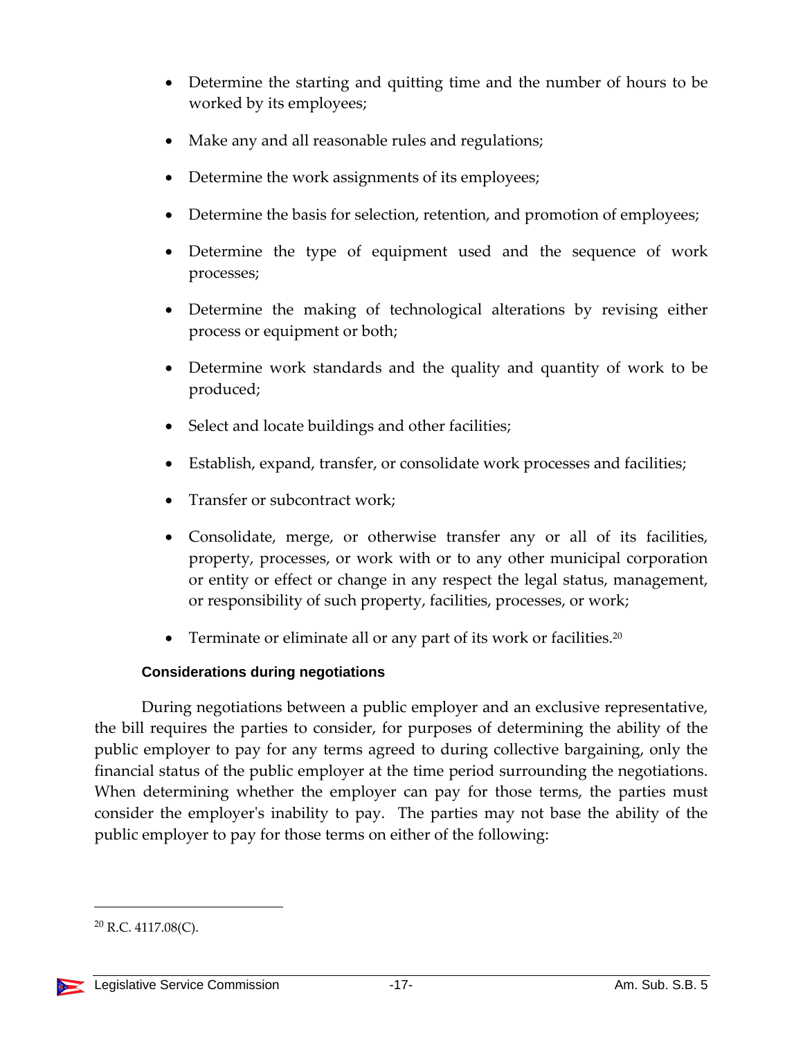- Determine the starting and quitting time and the number of hours to be worked by its employees;
- Make any and all reasonable rules and regulations;
- Determine the work assignments of its employees;
- Determine the basis for selection, retention, and promotion of employees;
- Determine the type of equipment used and the sequence of work processes;
- Determine the making of technological alterations by revising either process or equipment or both;
- Determine work standards and the quality and quantity of work to be produced;
- Select and locate buildings and other facilities;
- Establish, expand, transfer, or consolidate work processes and facilities;
- Transfer or subcontract work;
- Consolidate, merge, or otherwise transfer any or all of its facilities, property, processes, or work with or to any other municipal corporation or entity or effect or change in any respect the legal status, management, or responsibility of such property, facilities, processes, or work;
- Terminate or eliminate all or any part of its work or facilities.[20]

#### Considerations during negotiations

During negotiations between a public employer and an exclusive representative, the bill requires the parties to consider, for purposes of determining the ability of the public employer to pay for any terms agreed to during collective bargaining, only the financial status of the public employer at the time period surrounding the negotiations. When determining whether the employer can pay for those terms, the parties must consider the employer's inability to pay. The parties may not base the ability of the public employer to pay for those terms on either of the following:

---

[20] R.C. 4117.08(C).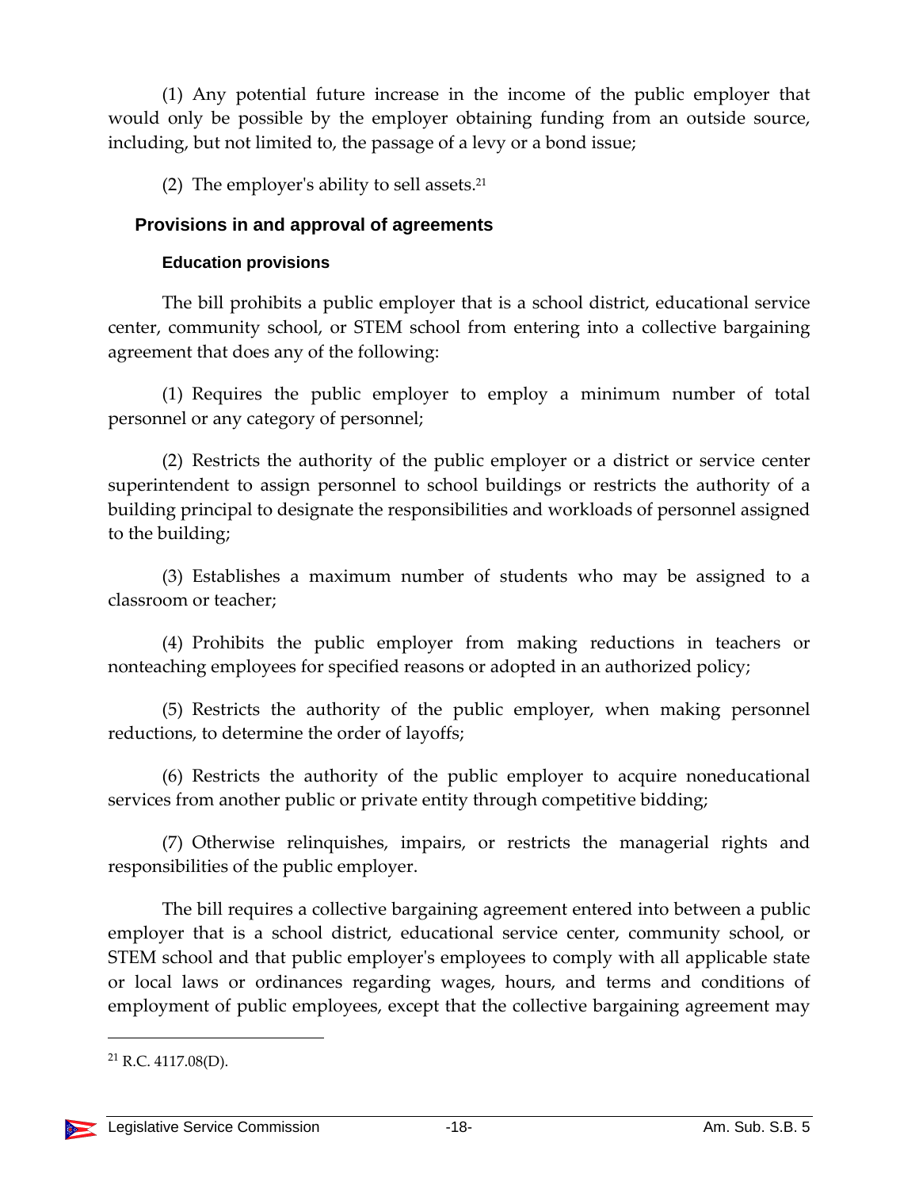(1) Any potential future increase in the income of the public employer that would only be possible by the employer obtaining funding from an outside source, including, but not limited to, the passage of a levy or a bond issue;

(2) The employer's ability to sell assets.[21]

## Provisions in and approval of agreements

### Education provisions

The bill prohibits a public employer that is a school district, educational service center, community school, or STEM school from entering into a collective bargaining agreement that does any of the following:

(1) Requires the public employer to employ a minimum number of total personnel or any category of personnel;

(2) Restricts the authority of the public employer or a district or service center superintendent to assign personnel to school buildings or restricts the authority of a building principal to designate the responsibilities and workloads of personnel assigned to the building;

(3) Establishes a maximum number of students who may be assigned to a classroom or teacher;

(4) Prohibits the public employer from making reductions in teachers or nonteaching employees for specified reasons or adopted in an authorized policy;

(5) Restricts the authority of the public employer, when making personnel reductions, to determine the order of layoffs;

(6) Restricts the authority of the public employer to acquire noneducational services from another public or private entity through competitive bidding;

(7) Otherwise relinquishes, impairs, or restricts the managerial rights and responsibilities of the public employer.

The bill requires a collective bargaining agreement entered into between a public employer that is a school district, educational service center, community school, or STEM school and that public employer's employees to comply with all applicable state or local laws or ordinances regarding wages, hours, and terms and conditions of employment of public employees, except that the collective bargaining agreement may

[21] R.C. 4117.08(D).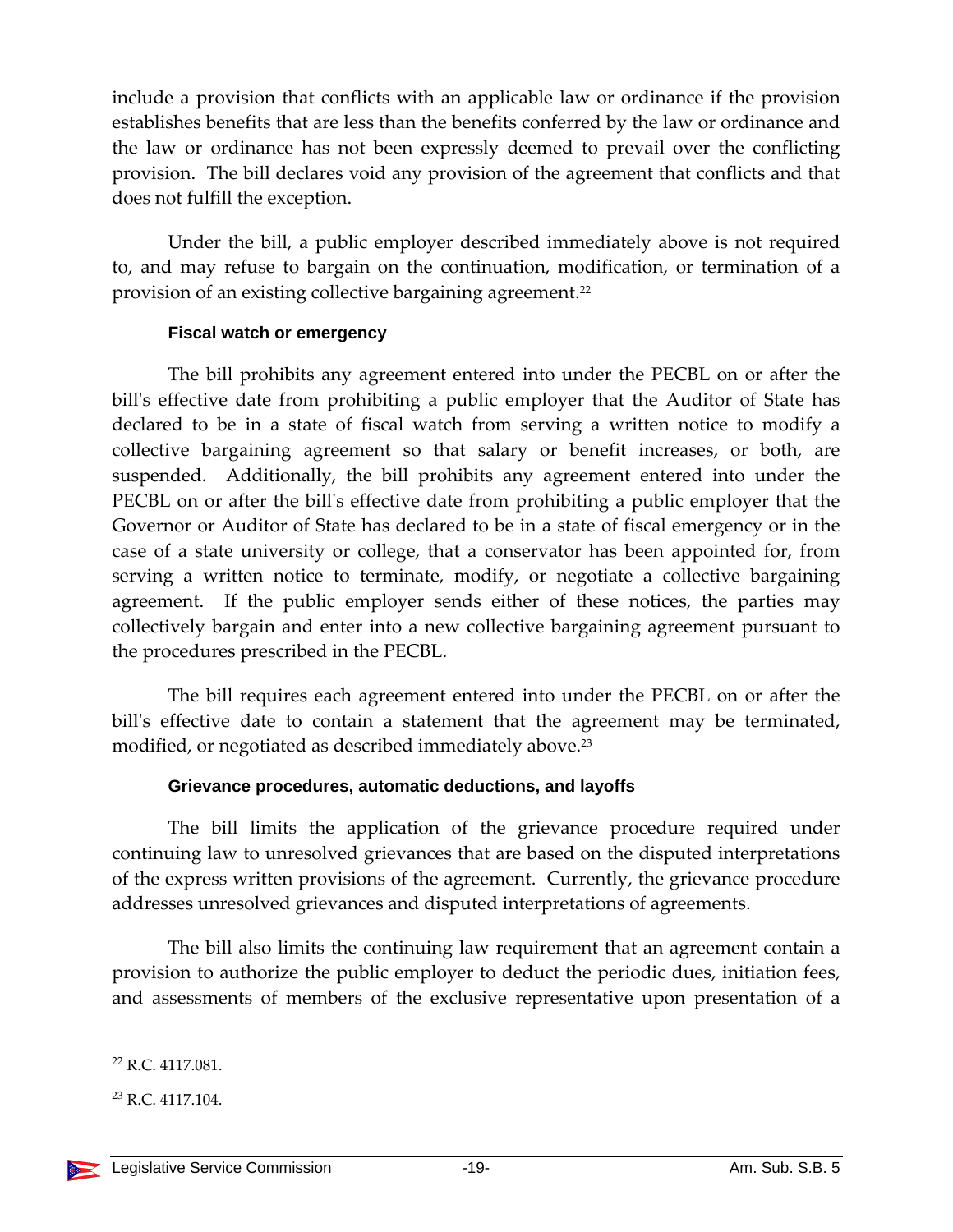include a provision that conflicts with an applicable law or ordinance if the provision establishes benefits that are less than the benefits conferred by the law or ordinance and the law or ordinance has not been expressly deemed to prevail over the conflicting provision. The bill declares void any provision of the agreement that conflicts and that does not fulfill the exception.

Under the bill, a public employer described immediately above is not required to, and may refuse to bargain on the continuation, modification, or termination of a provision of an existing collective bargaining agreement.[22]

#### Fiscal watch or emergency

The bill prohibits any agreement entered into under the PECBL on or after the bill's effective date from prohibiting a public employer that the Auditor of State has declared to be in a state of fiscal watch from serving a written notice to modify a collective bargaining agreement so that salary or benefit increases, or both, are suspended. Additionally, the bill prohibits any agreement entered into under the PECBL on or after the bill's effective date from prohibiting a public employer that the Governor or Auditor of State has declared to be in a state of fiscal emergency or in the case of a state university or college, that a conservator has been appointed for, from serving a written notice to terminate, modify, or negotiate a collective bargaining agreement. If the public employer sends either of these notices, the parties may collectively bargain and enter into a new collective bargaining agreement pursuant to the procedures prescribed in the PECBL.

The bill requires each agreement entered into under the PECBL on or after the bill's effective date to contain a statement that the agreement may be terminated, modified, or negotiated as described immediately above.[23]

#### Grievance procedures, automatic deductions, and layoffs

The bill limits the application of the grievance procedure required under continuing law to unresolved grievances that are based on the disputed interpretations of the express written provisions of the agreement. Currently, the grievance procedure addresses unresolved grievances and disputed interpretations of agreements.

The bill also limits the continuing law requirement that an agreement contain a provision to authorize the public employer to deduct the periodic dues, initiation fees, and assessments of members of the exclusive representative upon presentation of a

---

[22] R.C. 4117.081.

[23] R.C. 4117.104.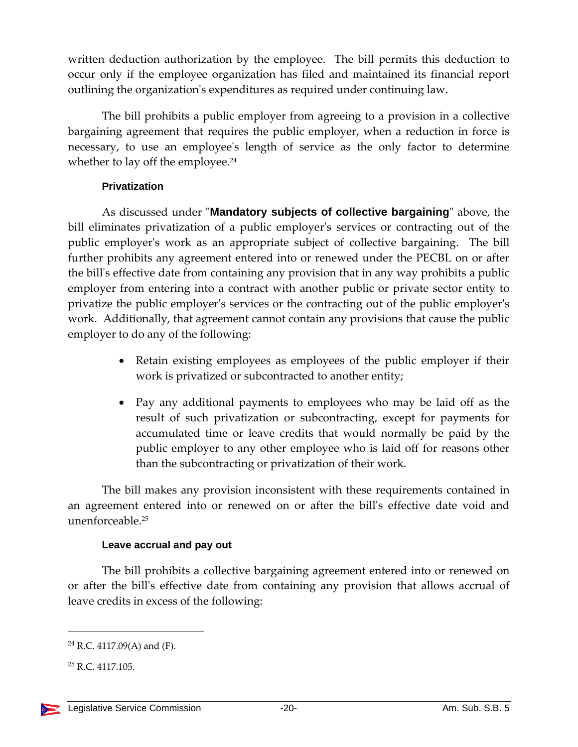written deduction authorization by the employee. The bill permits this deduction to occur only if the employee organization has filed and maintained its financial report outlining the organization's expenditures as required under continuing law.

The bill prohibits a public employer from agreeing to a provision in a collective bargaining agreement that requires the public employer, when a reduction in force is necessary, to use an employee's length of service as the only factor to determine whether to lay off the employee.[24]

#### Privatization

As discussed under "**Mandatory subjects of collective bargaining**" above, the bill eliminates privatization of a public employer's services or contracting out of the public employer's work as an appropriate subject of collective bargaining. The bill further prohibits any agreement entered into or renewed under the PECBL on or after the bill's effective date from containing any provision that in any way prohibits a public employer from entering into a contract with another public or private sector entity to privatize the public employer's services or the contracting out of the public employer's work. Additionally, that agreement cannot contain any provisions that cause the public employer to do any of the following:

- Retain existing employees as employees of the public employer if their work is privatized or subcontracted to another entity;
- Pay any additional payments to employees who may be laid off as the result of such privatization or subcontracting, except for payments for accumulated time or leave credits that would normally be paid by the public employer to any other employee who is laid off for reasons other than the subcontracting or privatization of their work.

The bill makes any provision inconsistent with these requirements contained in an agreement entered into or renewed on or after the bill's effective date void and unenforceable.[25]

#### Leave accrual and pay out

The bill prohibits a collective bargaining agreement entered into or renewed on or after the bill's effective date from containing any provision that allows accrual of leave credits in excess of the following:

---

[24] R.C. 4117.09(A) and (F).

[25] R.C. 4117.105.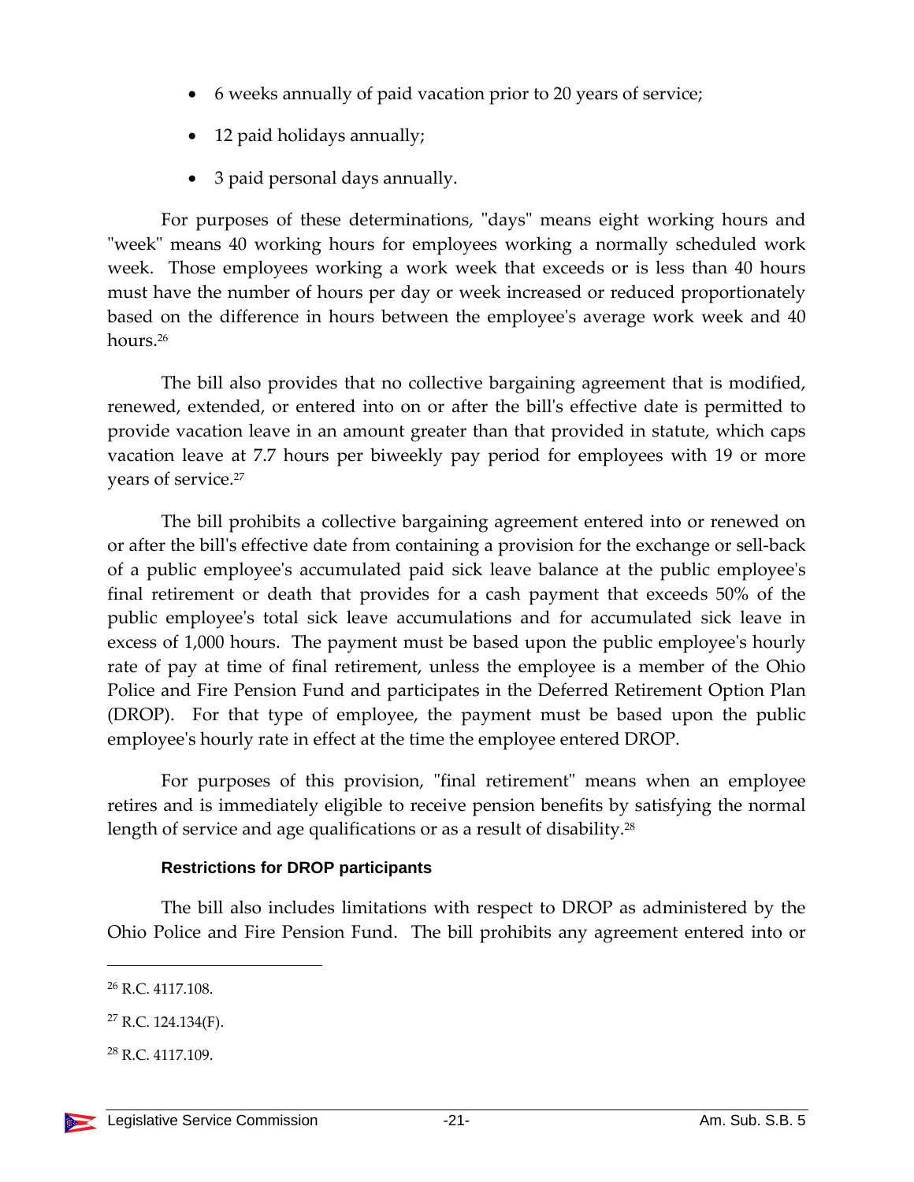- 6 weeks annually of paid vacation prior to 20 years of service;
- 12 paid holidays annually;
- 3 paid personal days annually.

For purposes of these determinations, "days" means eight working hours and "week" means 40 working hours for employees working a normally scheduled work week. Those employees working a work week that exceeds or is less than 40 hours must have the number of hours per day or week increased or reduced proportionately based on the difference in hours between the employee's average work week and 40 hours.[26]

The bill also provides that no collective bargaining agreement that is modified, renewed, extended, or entered into on or after the bill's effective date is permitted to provide vacation leave in an amount greater than that provided in statute, which caps vacation leave at 7.7 hours per biweekly pay period for employees with 19 or more years of service.[27]

The bill prohibits a collective bargaining agreement entered into or renewed on or after the bill's effective date from containing a provision for the exchange or sell-back of a public employee's accumulated paid sick leave balance at the public employee's final retirement or death that provides for a cash payment that exceeds 50% of the public employee's total sick leave accumulations and for accumulated sick leave in excess of 1,000 hours. The payment must be based upon the public employee's hourly rate of pay at time of final retirement, unless the employee is a member of the Ohio Police and Fire Pension Fund and participates in the Deferred Retirement Option Plan (DROP). For that type of employee, the payment must be based upon the public employee's hourly rate in effect at the time the employee entered DROP.

For purposes of this provision, "final retirement" means when an employee retires and is immediately eligible to receive pension benefits by satisfying the normal length of service and age qualifications or as a result of disability.[28]

#### Restrictions for DROP participants

The bill also includes limitations with respect to DROP as administered by the Ohio Police and Fire Pension Fund. The bill prohibits any agreement entered into or

---

[26] R.C. 4117.108.

[27] R.C. 124.134(F).

[28] R.C. 4117.109.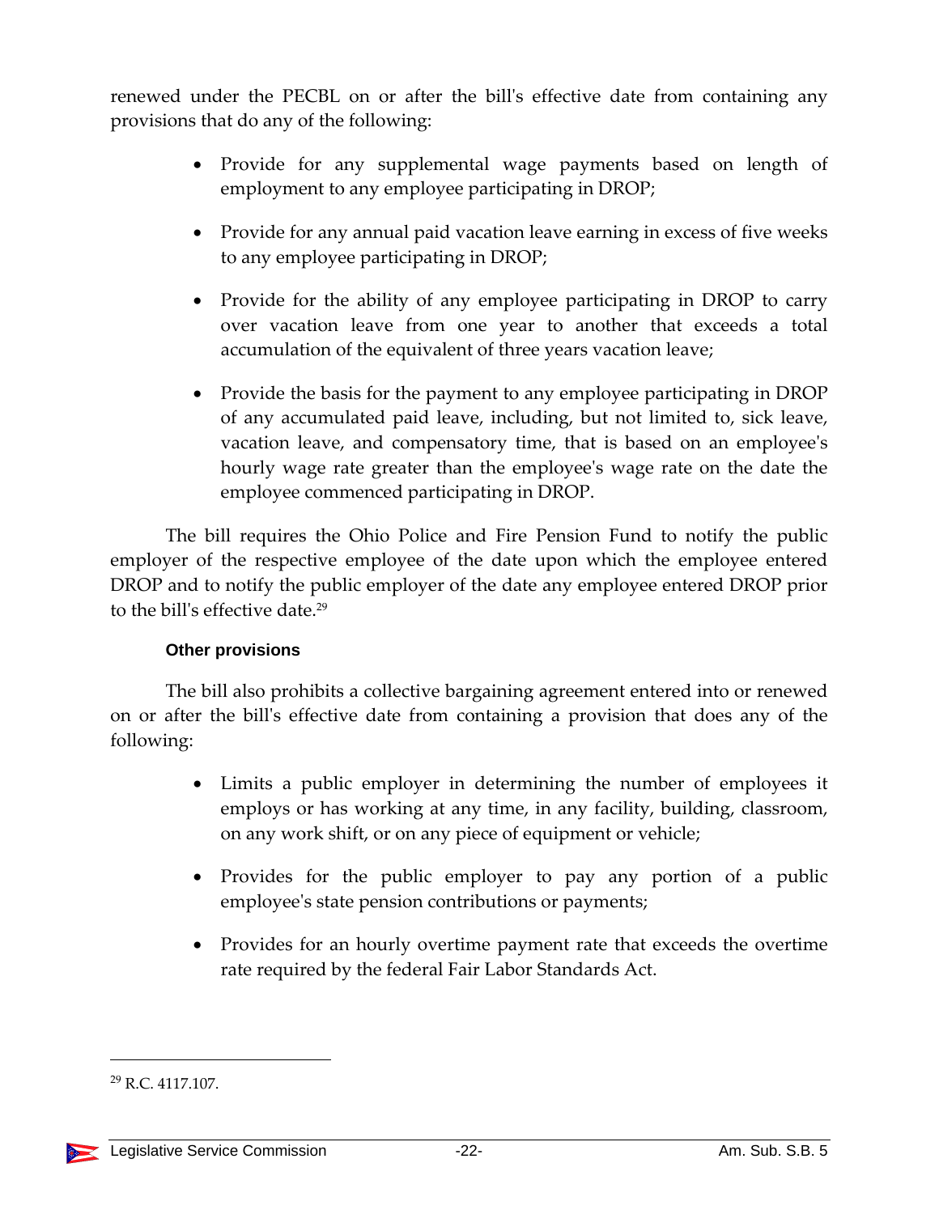renewed under the PECBL on or after the bill's effective date from containing any provisions that do any of the following:

- Provide for any supplemental wage payments based on length of employment to any employee participating in DROP;
- Provide for any annual paid vacation leave earning in excess of five weeks to any employee participating in DROP;
- Provide for the ability of any employee participating in DROP to carry over vacation leave from one year to another that exceeds a total accumulation of the equivalent of three years vacation leave;
- Provide the basis for the payment to any employee participating in DROP of any accumulated paid leave, including, but not limited to, sick leave, vacation leave, and compensatory time, that is based on an employee's hourly wage rate greater than the employee's wage rate on the date the employee commenced participating in DROP.

The bill requires the Ohio Police and Fire Pension Fund to notify the public employer of the respective employee of the date upon which the employee entered DROP and to notify the public employer of the date any employee entered DROP prior to the bill's effective date.[29]

#### Other provisions

The bill also prohibits a collective bargaining agreement entered into or renewed on or after the bill's effective date from containing a provision that does any of the following:

- Limits a public employer in determining the number of employees it employs or has working at any time, in any facility, building, classroom, on any work shift, or on any piece of equipment or vehicle;
- Provides for the public employer to pay any portion of a public employee's state pension contributions or payments;
- Provides for an hourly overtime payment rate that exceeds the overtime rate required by the federal Fair Labor Standards Act.

---

[29] R.C. 4117.107.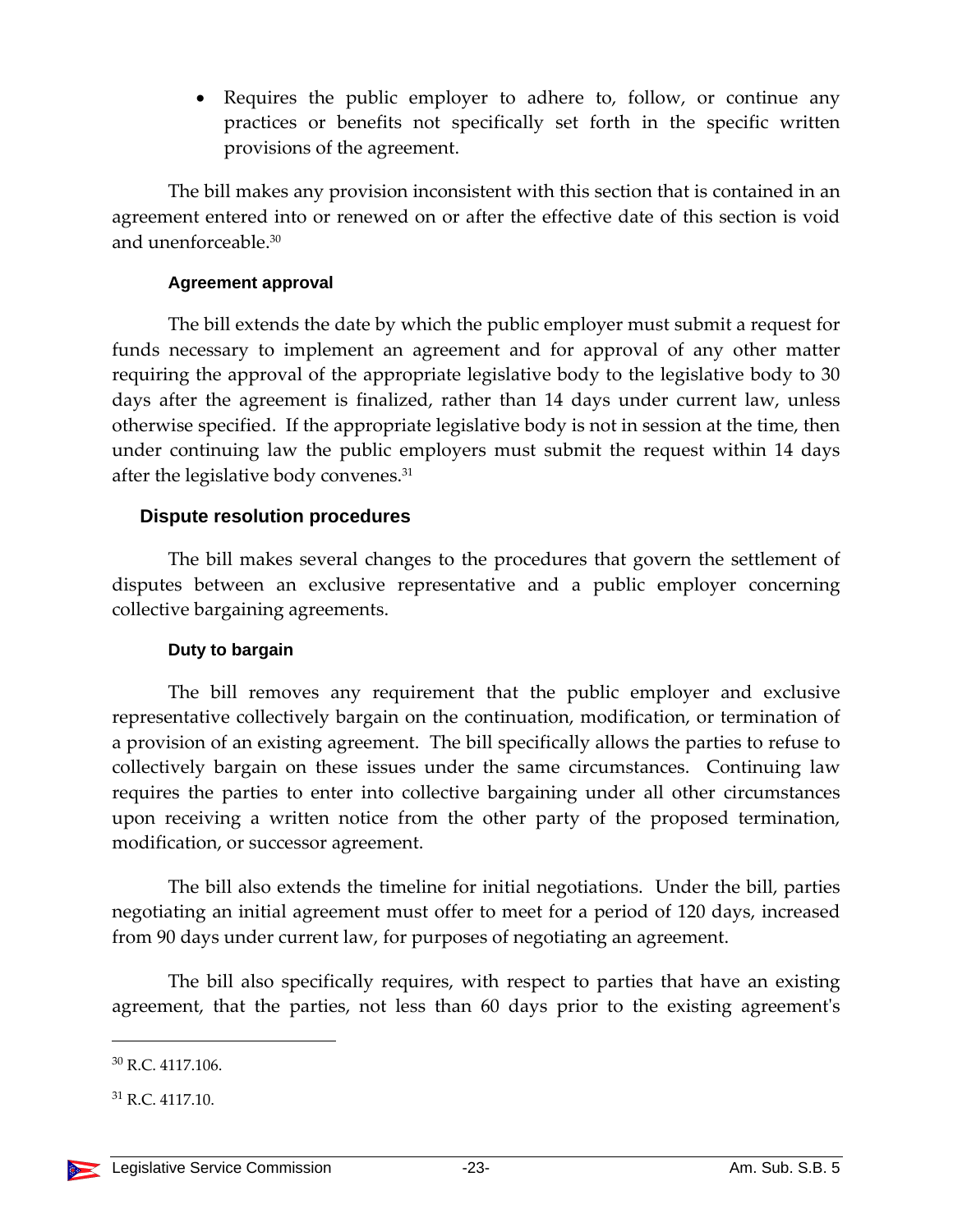- Requires the public employer to adhere to, follow, or continue any practices or benefits not specifically set forth in the specific written provisions of the agreement.

The bill makes any provision inconsistent with this section that is contained in an agreement entered into or renewed on or after the effective date of this section is void and unenforceable.[30]

#### Agreement approval

The bill extends the date by which the public employer must submit a request for funds necessary to implement an agreement and for approval of any other matter requiring the approval of the appropriate legislative body to the legislative body to 30 days after the agreement is finalized, rather than 14 days under current law, unless otherwise specified. If the appropriate legislative body is not in session at the time, then under continuing law the public employers must submit the request within 14 days after the legislative body convenes.[31]

### Dispute resolution procedures

The bill makes several changes to the procedures that govern the settlement of disputes between an exclusive representative and a public employer concerning collective bargaining agreements.

#### Duty to bargain

The bill removes any requirement that the public employer and exclusive representative collectively bargain on the continuation, modification, or termination of a provision of an existing agreement. The bill specifically allows the parties to refuse to collectively bargain on these issues under the same circumstances. Continuing law requires the parties to enter into collective bargaining under all other circumstances upon receiving a written notice from the other party of the proposed termination, modification, or successor agreement.

The bill also extends the timeline for initial negotiations. Under the bill, parties negotiating an initial agreement must offer to meet for a period of 120 days, increased from 90 days under current law, for purposes of negotiating an agreement.

The bill also specifically requires, with respect to parties that have an existing agreement, that the parties, not less than 60 days prior to the existing agreement's

---

[30] R.C. 4117.106.

[31] R.C. 4117.10.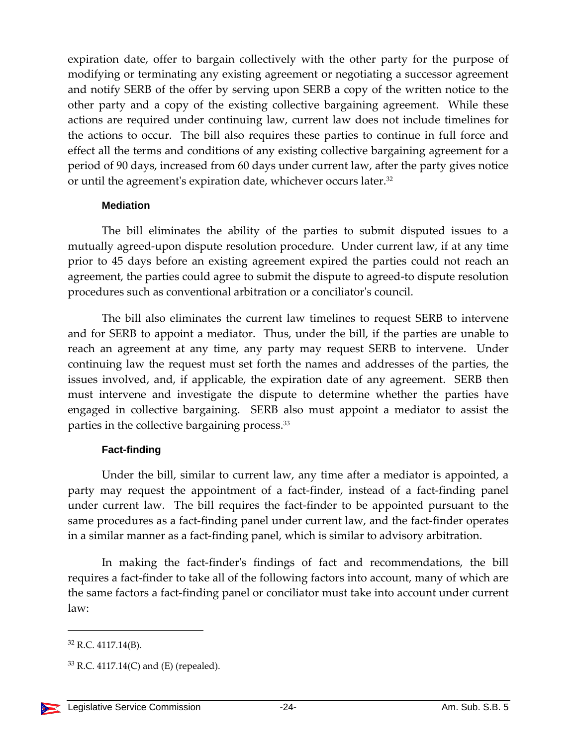expiration date, offer to bargain collectively with the other party for the purpose of modifying or terminating any existing agreement or negotiating a successor agreement and notify SERB of the offer by serving upon SERB a copy of the written notice to the other party and a copy of the existing collective bargaining agreement. While these actions are required under continuing law, current law does not include timelines for the actions to occur. The bill also requires these parties to continue in full force and effect all the terms and conditions of any existing collective bargaining agreement for a period of 90 days, increased from 60 days under current law, after the party gives notice or until the agreement's expiration date, whichever occurs later.[32]

#### Mediation

The bill eliminates the ability of the parties to submit disputed issues to a mutually agreed-upon dispute resolution procedure. Under current law, if at any time prior to 45 days before an existing agreement expired the parties could not reach an agreement, the parties could agree to submit the dispute to agreed-to dispute resolution procedures such as conventional arbitration or a conciliator's council.

The bill also eliminates the current law timelines to request SERB to intervene and for SERB to appoint a mediator. Thus, under the bill, if the parties are unable to reach an agreement at any time, any party may request SERB to intervene. Under continuing law the request must set forth the names and addresses of the parties, the issues involved, and, if applicable, the expiration date of any agreement. SERB then must intervene and investigate the dispute to determine whether the parties have engaged in collective bargaining. SERB also must appoint a mediator to assist the parties in the collective bargaining process.[33]

#### Fact-finding

Under the bill, similar to current law, any time after a mediator is appointed, a party may request the appointment of a fact-finder, instead of a fact-finding panel under current law. The bill requires the fact-finder to be appointed pursuant to the same procedures as a fact-finding panel under current law, and the fact-finder operates in a similar manner as a fact-finding panel, which is similar to advisory arbitration.

In making the fact-finder's findings of fact and recommendations, the bill requires a fact-finder to take all of the following factors into account, many of which are the same factors a fact-finding panel or conciliator must take into account under current law:

---

[32] R.C. 4117.14(B).

[33] R.C. 4117.14(C) and (E) (repealed).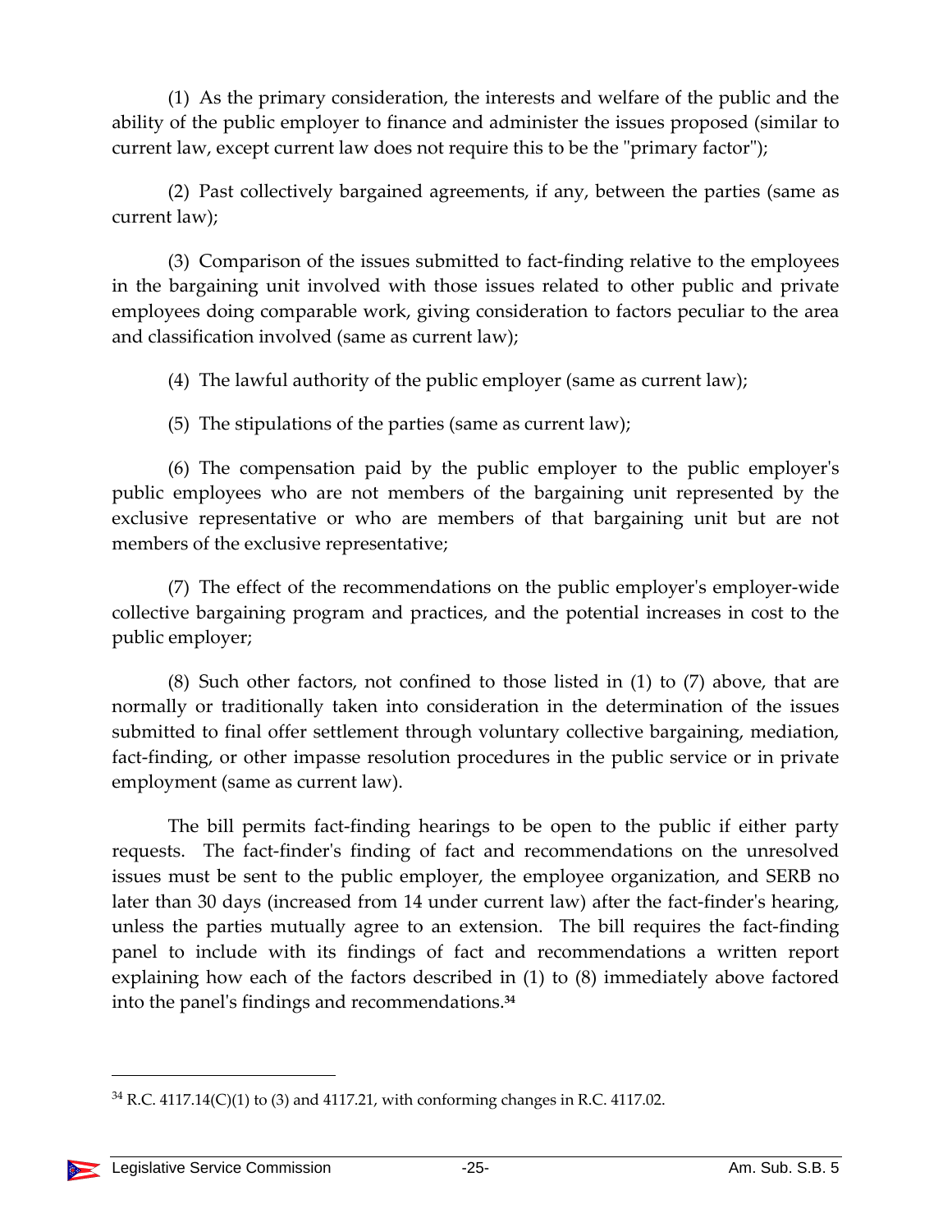(1) As the primary consideration, the interests and welfare of the public and the ability of the public employer to finance and administer the issues proposed (similar to current law, except current law does not require this to be the "primary factor");

(2) Past collectively bargained agreements, if any, between the parties (same as current law);

(3) Comparison of the issues submitted to fact-finding relative to the employees in the bargaining unit involved with those issues related to other public and private employees doing comparable work, giving consideration to factors peculiar to the area and classification involved (same as current law);

(4) The lawful authority of the public employer (same as current law);

(5) The stipulations of the parties (same as current law);

(6) The compensation paid by the public employer to the public employer's public employees who are not members of the bargaining unit represented by the exclusive representative or who are members of that bargaining unit but are not members of the exclusive representative;

(7) The effect of the recommendations on the public employer's employer-wide collective bargaining program and practices, and the potential increases in cost to the public employer;

(8) Such other factors, not confined to those listed in (1) to (7) above, that are normally or traditionally taken into consideration in the determination of the issues submitted to final offer settlement through voluntary collective bargaining, mediation, fact-finding, or other impasse resolution procedures in the public service or in private employment (same as current law).

The bill permits fact-finding hearings to be open to the public if either party requests. The fact-finder's finding of fact and recommendations on the unresolved issues must be sent to the public employer, the employee organization, and SERB no later than 30 days (increased from 14 under current law) after the fact-finder's hearing, unless the parties mutually agree to an extension. The bill requires the fact-finding panel to include with its findings of fact and recommendations a written report explaining how each of the factors described in (1) to (8) immediately above factored into the panel's findings and recommendations.[34]

---

[34] R.C. 4117.14(C)(1) to (3) and 4117.21, with conforming changes in R.C. 4117.02.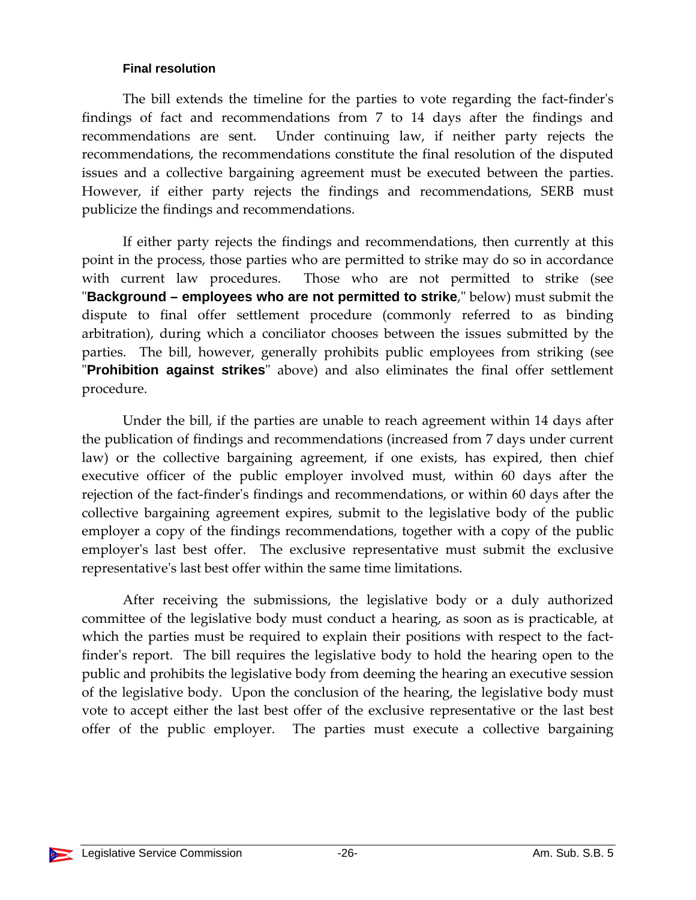#### Final resolution

The bill extends the timeline for the parties to vote regarding the fact-finder's findings of fact and recommendations from 7 to 14 days after the findings and recommendations are sent. Under continuing law, if neither party rejects the recommendations, the recommendations constitute the final resolution of the disputed issues and a collective bargaining agreement must be executed between the parties. However, if either party rejects the findings and recommendations, SERB must publicize the findings and recommendations.

If either party rejects the findings and recommendations, then currently at this point in the process, those parties who are permitted to strike may do so in accordance with current law procedures. Those who are not permitted to strike (see "**Background – employees who are not permitted to strike**," below) must submit the dispute to final offer settlement procedure (commonly referred to as binding arbitration), during which a conciliator chooses between the issues submitted by the parties. The bill, however, generally prohibits public employees from striking (see "**Prohibition against strikes**" above) and also eliminates the final offer settlement procedure.

Under the bill, if the parties are unable to reach agreement within 14 days after the publication of findings and recommendations (increased from 7 days under current law) or the collective bargaining agreement, if one exists, has expired, then chief executive officer of the public employer involved must, within 60 days after the rejection of the fact-finder's findings and recommendations, or within 60 days after the collective bargaining agreement expires, submit to the legislative body of the public employer a copy of the findings recommendations, together with a copy of the public employer's last best offer. The exclusive representative must submit the exclusive representative's last best offer within the same time limitations.

After receiving the submissions, the legislative body or a duly authorized committee of the legislative body must conduct a hearing, as soon as is practicable, at which the parties must be required to explain their positions with respect to the fact-finder's report. The bill requires the legislative body to hold the hearing open to the public and prohibits the legislative body from deeming the hearing an executive session of the legislative body. Upon the conclusion of the hearing, the legislative body must vote to accept either the last best offer of the exclusive representative or the last best offer of the public employer. The parties must execute a collective bargaining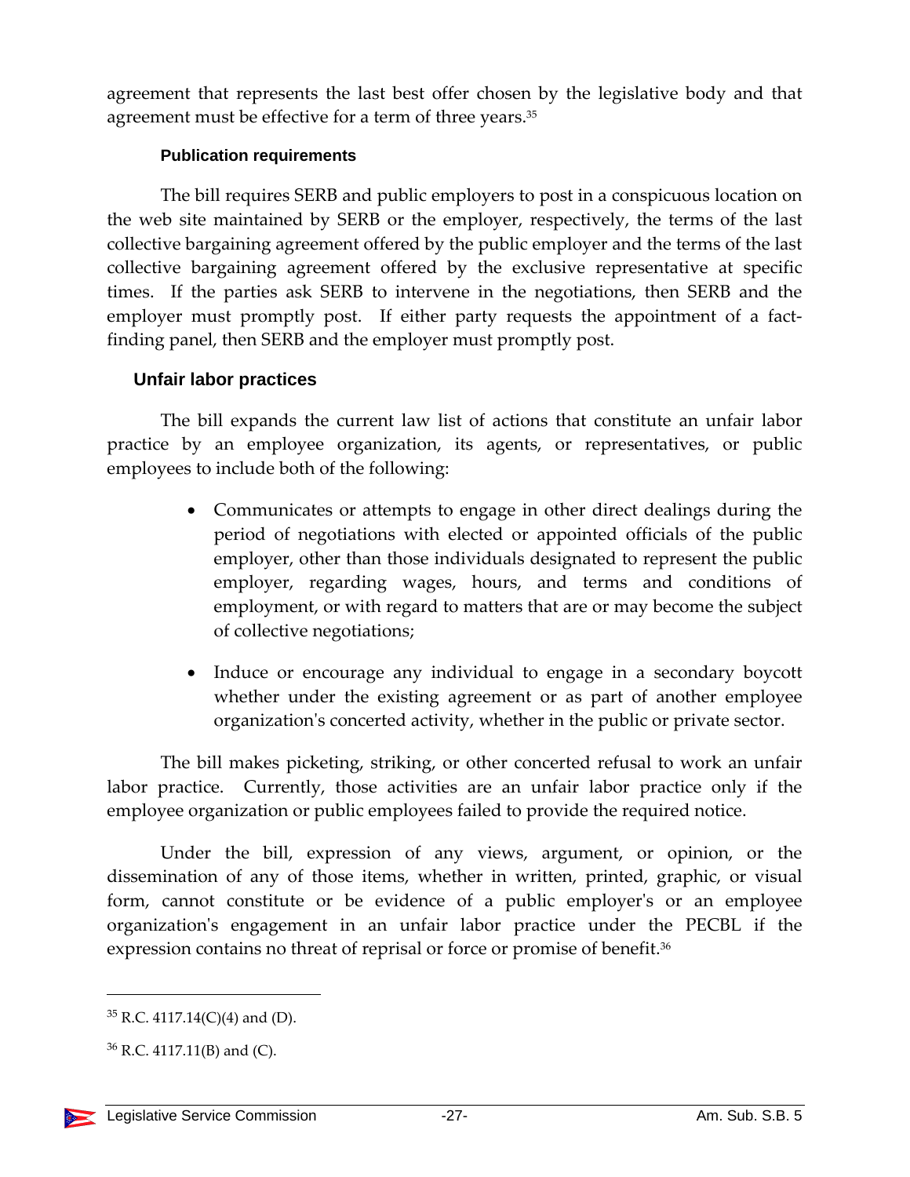agreement that represents the last best offer chosen by the legislative body and that agreement must be effective for a term of three years.[35]

#### Publication requirements

The bill requires SERB and public employers to post in a conspicuous location on the web site maintained by SERB or the employer, respectively, the terms of the last collective bargaining agreement offered by the public employer and the terms of the last collective bargaining agreement offered by the exclusive representative at specific times. If the parties ask SERB to intervene in the negotiations, then SERB and the employer must promptly post. If either party requests the appointment of a fact-finding panel, then SERB and the employer must promptly post.

### Unfair labor practices

The bill expands the current law list of actions that constitute an unfair labor practice by an employee organization, its agents, or representatives, or public employees to include both of the following:

- Communicates or attempts to engage in other direct dealings during the period of negotiations with elected or appointed officials of the public employer, other than those individuals designated to represent the public employer, regarding wages, hours, and terms and conditions of employment, or with regard to matters that are or may become the subject of collective negotiations;
- Induce or encourage any individual to engage in a secondary boycott whether under the existing agreement or as part of another employee organization's concerted activity, whether in the public or private sector.

The bill makes picketing, striking, or other concerted refusal to work an unfair labor practice. Currently, those activities are an unfair labor practice only if the employee organization or public employees failed to provide the required notice.

Under the bill, expression of any views, argument, or opinion, or the dissemination of any of those items, whether in written, printed, graphic, or visual form, cannot constitute or be evidence of a public employer's or an employee organization's engagement in an unfair labor practice under the PECBL if the expression contains no threat of reprisal or force or promise of benefit.[36]

---

[35] R.C. 4117.14(C)(4) and (D).

[36] R.C. 4117.11(B) and (C).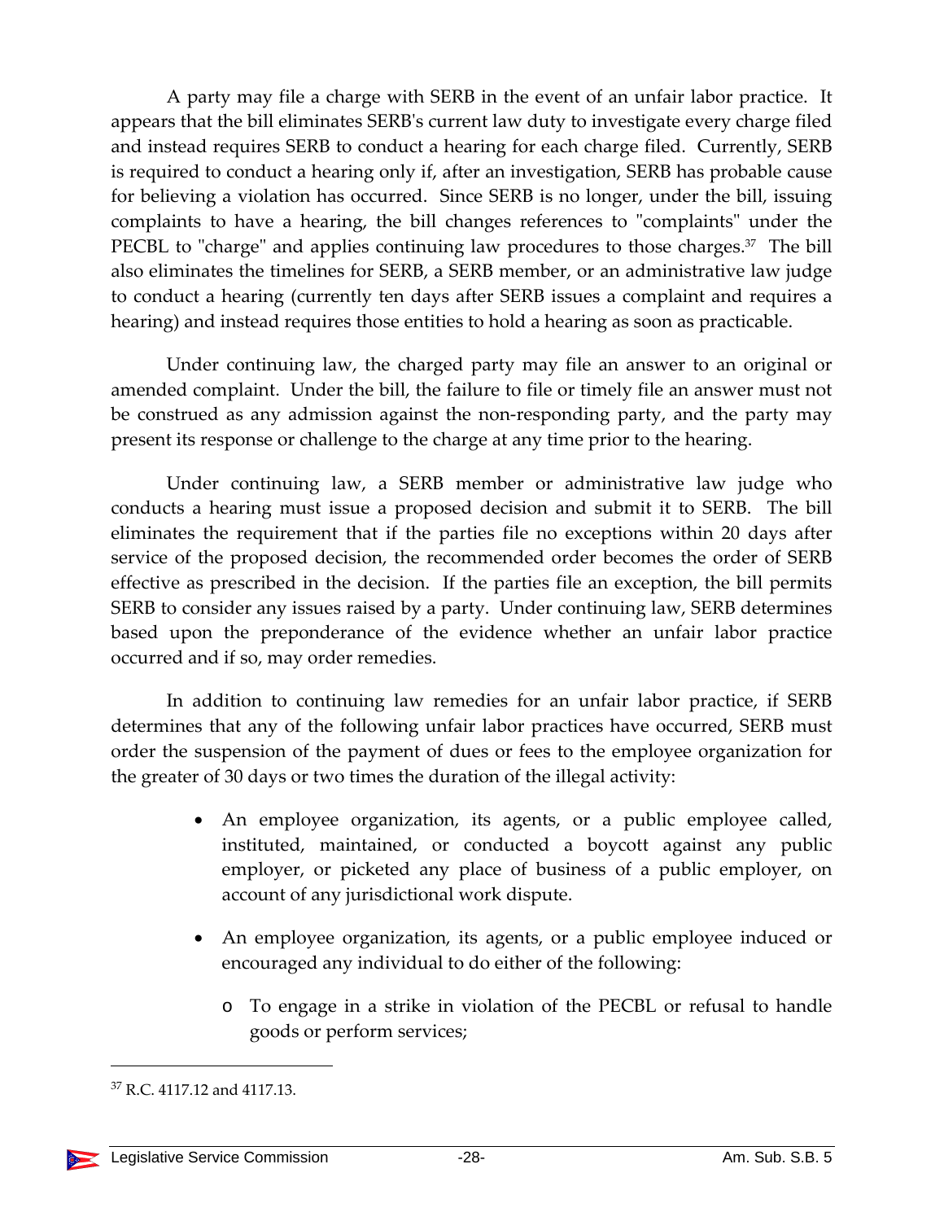A party may file a charge with SERB in the event of an unfair labor practice. It appears that the bill eliminates SERB's current law duty to investigate every charge filed and instead requires SERB to conduct a hearing for each charge filed. Currently, SERB is required to conduct a hearing only if, after an investigation, SERB has probable cause for believing a violation has occurred. Since SERB is no longer, under the bill, issuing complaints to have a hearing, the bill changes references to "complaints" under the PECBL to "charge" and applies continuing law procedures to those charges.[37] The bill also eliminates the timelines for SERB, a SERB member, or an administrative law judge to conduct a hearing (currently ten days after SERB issues a complaint and requires a hearing) and instead requires those entities to hold a hearing as soon as practicable.

Under continuing law, the charged party may file an answer to an original or amended complaint. Under the bill, the failure to file or timely file an answer must not be construed as any admission against the non-responding party, and the party may present its response or challenge to the charge at any time prior to the hearing.

Under continuing law, a SERB member or administrative law judge who conducts a hearing must issue a proposed decision and submit it to SERB. The bill eliminates the requirement that if the parties file no exceptions within 20 days after service of the proposed decision, the recommended order becomes the order of SERB effective as prescribed in the decision. If the parties file an exception, the bill permits SERB to consider any issues raised by a party. Under continuing law, SERB determines based upon the preponderance of the evidence whether an unfair labor practice occurred and if so, may order remedies.

In addition to continuing law remedies for an unfair labor practice, if SERB determines that any of the following unfair labor practices have occurred, SERB must order the suspension of the payment of dues or fees to the employee organization for the greater of 30 days or two times the duration of the illegal activity:

- An employee organization, its agents, or a public employee called, instituted, maintained, or conducted a boycott against any public employer, or picketed any place of business of a public employer, on account of any jurisdictional work dispute.
- An employee organization, its agents, or a public employee induced or encouraged any individual to do either of the following:
  - To engage in a strike in violation of the PECBL or refusal to handle goods or perform services;

[37] R.C. 4117.12 and 4117.13.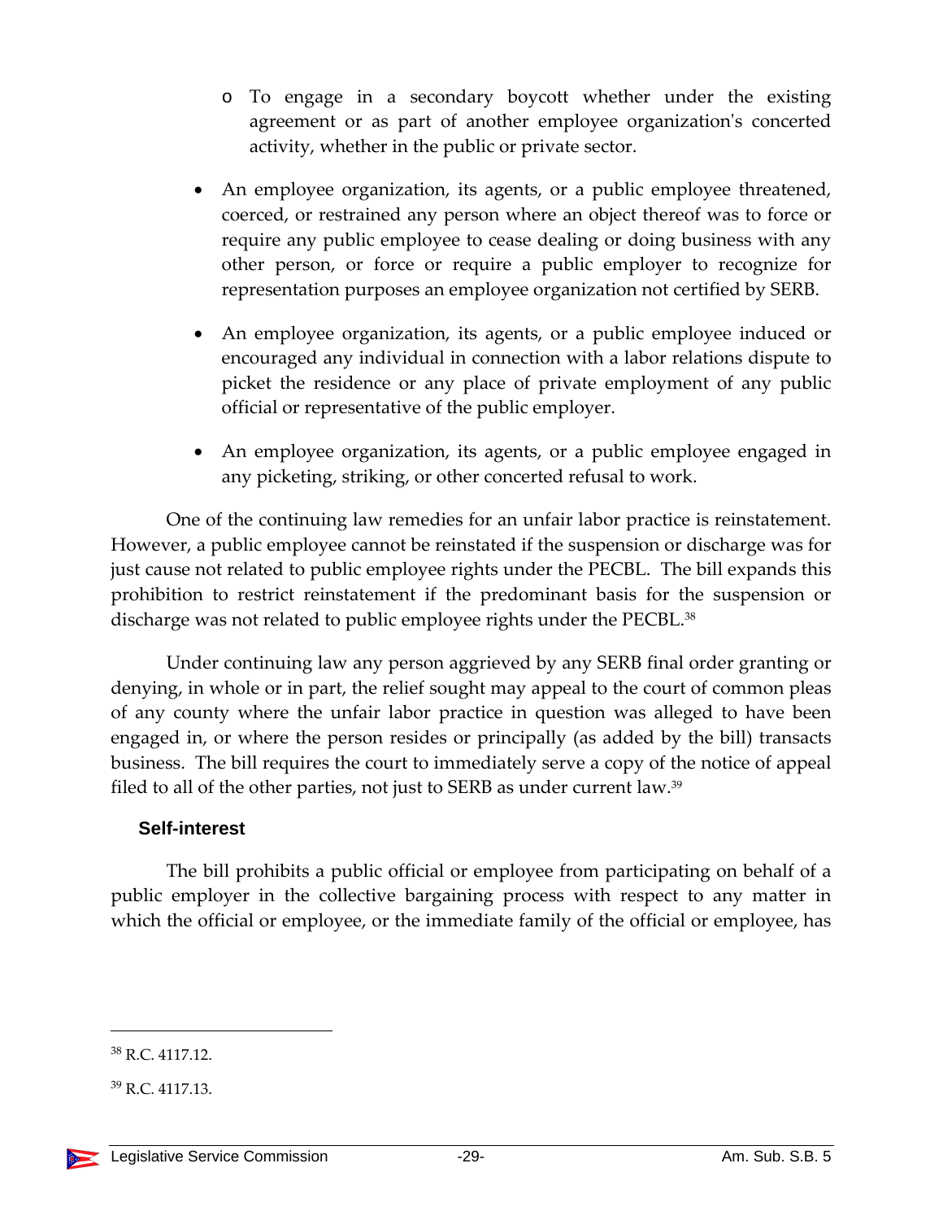- To engage in a secondary boycott whether under the existing agreement or as part of another employee organization's concerted activity, whether in the public or private sector.

- An employee organization, its agents, or a public employee threatened, coerced, or restrained any person where an object thereof was to force or require any public employee to cease dealing or doing business with any other person, or force or require a public employer to recognize for representation purposes an employee organization not certified by SERB.

- An employee organization, its agents, or a public employee induced or encouraged any individual in connection with a labor relations dispute to picket the residence or any place of private employment of any public official or representative of the public employer.

- An employee organization, its agents, or a public employee engaged in any picketing, striking, or other concerted refusal to work.

One of the continuing law remedies for an unfair labor practice is reinstatement. However, a public employee cannot be reinstated if the suspension or discharge was for just cause not related to public employee rights under the PECBL. The bill expands this prohibition to restrict reinstatement if the predominant basis for the suspension or discharge was not related to public employee rights under the PECBL.[38]

Under continuing law any person aggrieved by any SERB final order granting or denying, in whole or in part, the relief sought may appeal to the court of common pleas of any county where the unfair labor practice in question was alleged to have been engaged in, or where the person resides or principally (as added by the bill) transacts business. The bill requires the court to immediately serve a copy of the notice of appeal filed to all of the other parties, not just to SERB as under current law.[39]

### Self-interest

The bill prohibits a public official or employee from participating on behalf of a public employer in the collective bargaining process with respect to any matter in which the official or employee, or the immediate family of the official or employee, has

---

[38] R.C. 4117.12.

[39] R.C. 4117.13.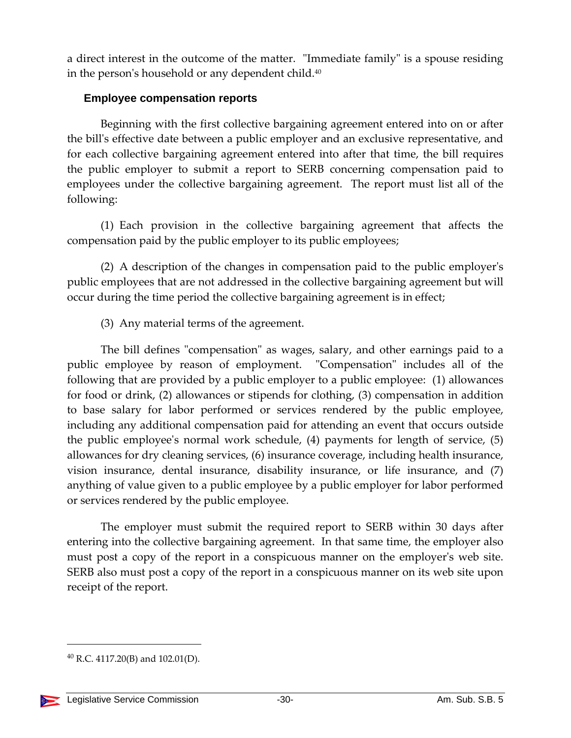a direct interest in the outcome of the matter. "Immediate family" is a spouse residing in the person's household or any dependent child.[40]

### Employee compensation reports

Beginning with the first collective bargaining agreement entered into on or after the bill's effective date between a public employer and an exclusive representative, and for each collective bargaining agreement entered into after that time, the bill requires the public employer to submit a report to SERB concerning compensation paid to employees under the collective bargaining agreement. The report must list all of the following:

(1) Each provision in the collective bargaining agreement that affects the compensation paid by the public employer to its public employees;

(2) A description of the changes in compensation paid to the public employer's public employees that are not addressed in the collective bargaining agreement but will occur during the time period the collective bargaining agreement is in effect;

(3) Any material terms of the agreement.

The bill defines "compensation" as wages, salary, and other earnings paid to a public employee by reason of employment. "Compensation" includes all of the following that are provided by a public employer to a public employee: (1) allowances for food or drink, (2) allowances or stipends for clothing, (3) compensation in addition to base salary for labor performed or services rendered by the public employee, including any additional compensation paid for attending an event that occurs outside the public employee's normal work schedule, (4) payments for length of service, (5) allowances for dry cleaning services, (6) insurance coverage, including health insurance, vision insurance, dental insurance, disability insurance, or life insurance, and (7) anything of value given to a public employee by a public employer for labor performed or services rendered by the public employee.

The employer must submit the required report to SERB within 30 days after entering into the collective bargaining agreement. In that same time, the employer also must post a copy of the report in a conspicuous manner on the employer's web site. SERB also must post a copy of the report in a conspicuous manner on its web site upon receipt of the report.

---

[40] R.C. 4117.20(B) and 102.01(D).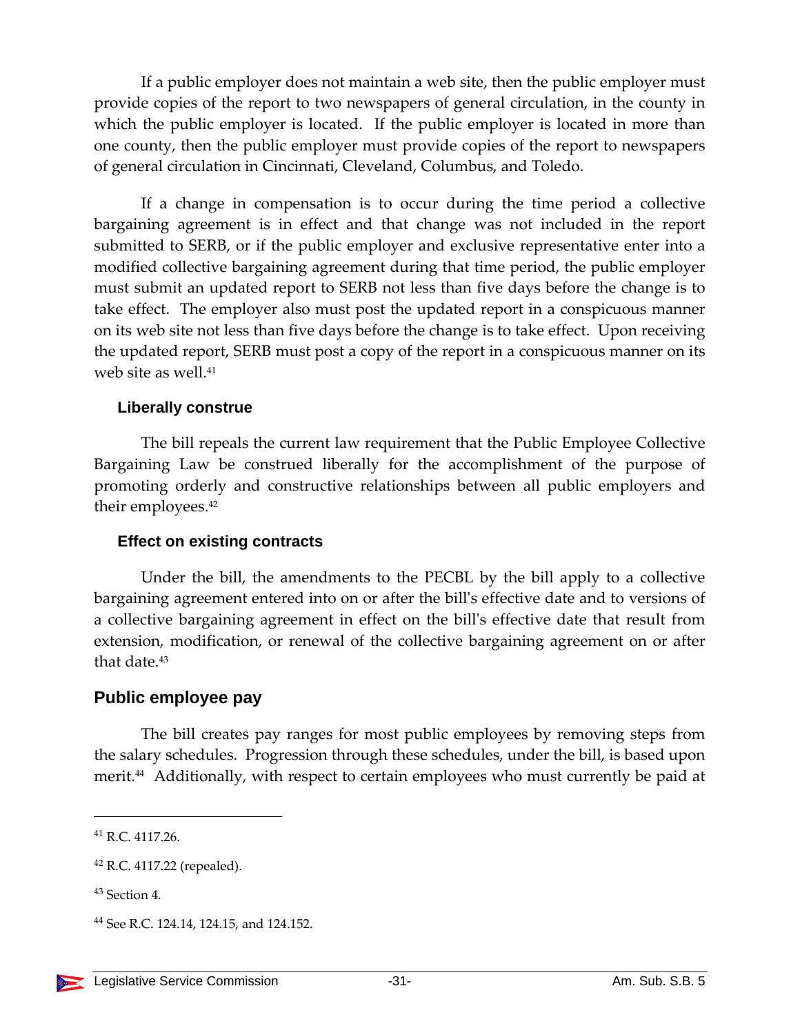If a public employer does not maintain a web site, then the public employer must provide copies of the report to two newspapers of general circulation, in the county in which the public employer is located. If the public employer is located in more than one county, then the public employer must provide copies of the report to newspapers of general circulation in Cincinnati, Cleveland, Columbus, and Toledo.

If a change in compensation is to occur during the time period a collective bargaining agreement is in effect and that change was not included in the report submitted to SERB, or if the public employer and exclusive representative enter into a modified collective bargaining agreement during that time period, the public employer must submit an updated report to SERB not less than five days before the change is to take effect. The employer also must post the updated report in a conspicuous manner on its web site not less than five days before the change is to take effect. Upon receiving the updated report, SERB must post a copy of the report in a conspicuous manner on its web site as well.[41]

### Liberally construe

The bill repeals the current law requirement that the Public Employee Collective Bargaining Law be construed liberally for the accomplishment of the purpose of promoting orderly and constructive relationships between all public employers and their employees.[42]

### Effect on existing contracts

Under the bill, the amendments to the PECBL by the bill apply to a collective bargaining agreement entered into on or after the bill's effective date and to versions of a collective bargaining agreement in effect on the bill's effective date that result from extension, modification, or renewal of the collective bargaining agreement on or after that date.[43]

## Public employee pay

The bill creates pay ranges for most public employees by removing steps from the salary schedules. Progression through these schedules, under the bill, is based upon merit.[44] Additionally, with respect to certain employees who must currently be paid at

---

[41] R.C. 4117.26.

[42] R.C. 4117.22 (repealed).

[43] Section 4.

[44] See R.C. 124.14, 124.15, and 124.152.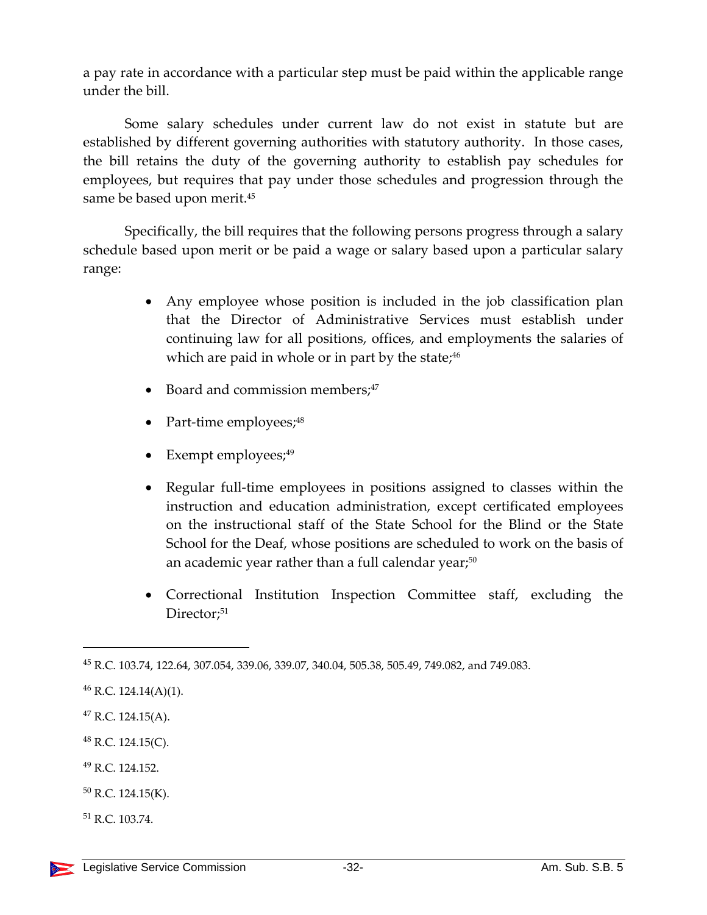a pay rate in accordance with a particular step must be paid within the applicable range under the bill.

Some salary schedules under current law do not exist in statute but are established by different governing authorities with statutory authority. In those cases, the bill retains the duty of the governing authority to establish pay schedules for employees, but requires that pay under those schedules and progression through the same be based upon merit.[45]

Specifically, the bill requires that the following persons progress through a salary schedule based upon merit or be paid a wage or salary based upon a particular salary range:

- Any employee whose position is included in the job classification plan that the Director of Administrative Services must establish under continuing law for all positions, offices, and employments the salaries of which are paid in whole or in part by the state;[46]
- Board and commission members;[47]
- Part-time employees;[48]
- Exempt employees;[49]
- Regular full-time employees in positions assigned to classes within the instruction and education administration, except certificated employees on the instructional staff of the State School for the Blind or the State School for the Deaf, whose positions are scheduled to work on the basis of an academic year rather than a full calendar year;[50]
- Correctional Institution Inspection Committee staff, excluding the Director;[51]

---

[45] R.C. 103.74, 122.64, 307.054, 339.06, 339.07, 340.04, 505.38, 505.49, 749.082, and 749.083.

[46] R.C. 124.14(A)(1).

[47] R.C. 124.15(A).

[48] R.C. 124.15(C).

[49] R.C. 124.152.

[50] R.C. 124.15(K).

[51] R.C. 103.74.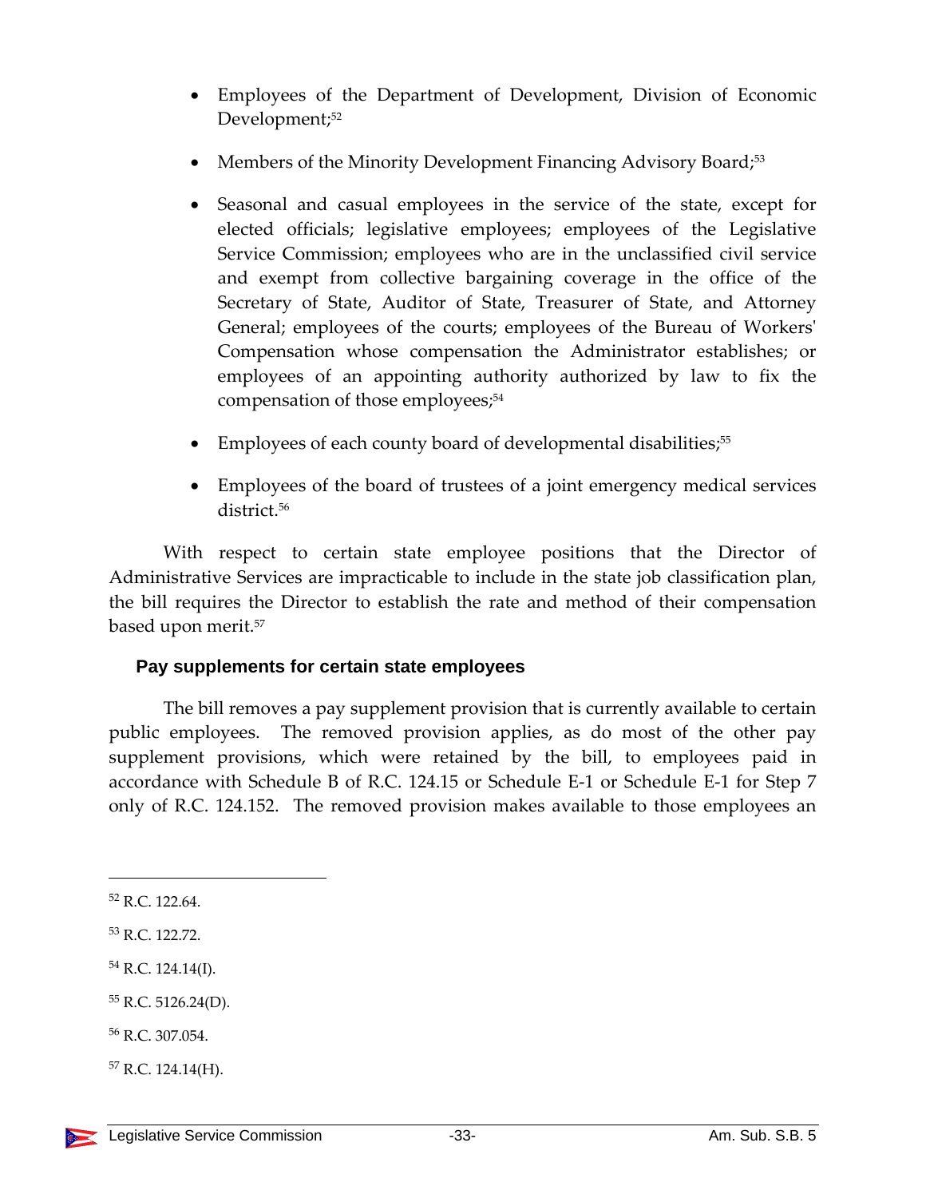- Employees of the Department of Development, Division of Economic Development;[52]
- Members of the Minority Development Financing Advisory Board;[53]
- Seasonal and casual employees in the service of the state, except for elected officials; legislative employees; employees of the Legislative Service Commission; employees who are in the unclassified civil service and exempt from collective bargaining coverage in the office of the Secretary of State, Auditor of State, Treasurer of State, and Attorney General; employees of the courts; employees of the Bureau of Workers' Compensation whose compensation the Administrator establishes; or employees of an appointing authority authorized by law to fix the compensation of those employees;[54]
- Employees of each county board of developmental disabilities;[55]
- Employees of the board of trustees of a joint emergency medical services district.[56]

With respect to certain state employee positions that the Director of Administrative Services are impracticable to include in the state job classification plan, the bill requires the Director to establish the rate and method of their compensation based upon merit.[57]

### Pay supplements for certain state employees

The bill removes a pay supplement provision that is currently available to certain public employees. The removed provision applies, as do most of the other pay supplement provisions, which were retained by the bill, to employees paid in accordance with Schedule B of R.C. 124.15 or Schedule E-1 or Schedule E-1 for Step 7 only of R.C. 124.152. The removed provision makes available to those employees an

---

[52] R.C. 122.64.

[53] R.C. 122.72.

[54] R.C. 124.14(I).

[55] R.C. 5126.24(D).

[56] R.C. 307.054.

[57] R.C. 124.14(H).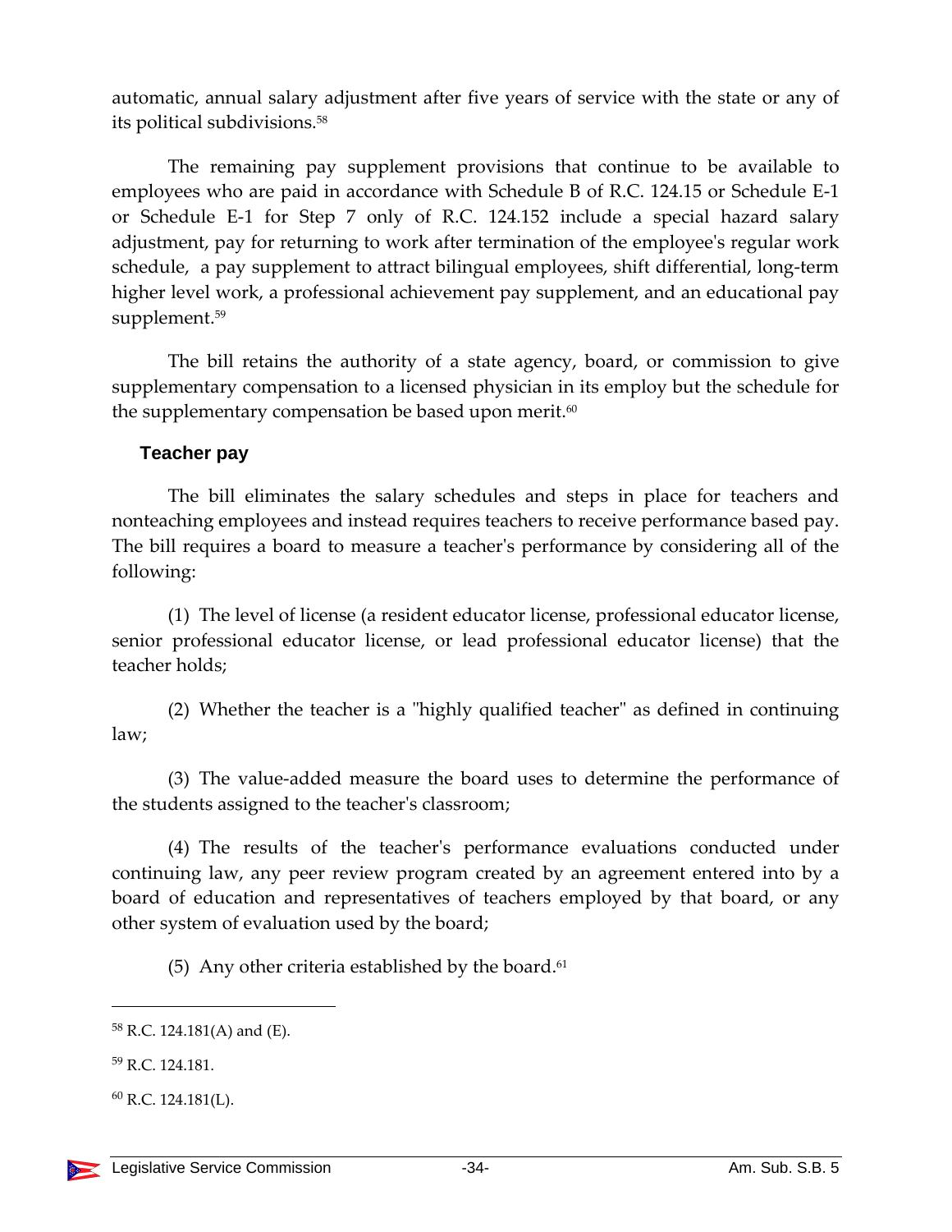automatic, annual salary adjustment after five years of service with the state or any of its political subdivisions.[58]

The remaining pay supplement provisions that continue to be available to employees who are paid in accordance with Schedule B of R.C. 124.15 or Schedule E-1 or Schedule E-1 for Step 7 only of R.C. 124.152 include a special hazard salary adjustment, pay for returning to work after termination of the employee's regular work schedule, a pay supplement to attract bilingual employees, shift differential, long-term higher level work, a professional achievement pay supplement, and an educational pay supplement.[59]

The bill retains the authority of a state agency, board, or commission to give supplementary compensation to a licensed physician in its employ but the schedule for the supplementary compensation be based upon merit.[60]

### Teacher pay

The bill eliminates the salary schedules and steps in place for teachers and nonteaching employees and instead requires teachers to receive performance based pay. The bill requires a board to measure a teacher's performance by considering all of the following:

(1) The level of license (a resident educator license, professional educator license, senior professional educator license, or lead professional educator license) that the teacher holds;

(2) Whether the teacher is a "highly qualified teacher" as defined in continuing law;

(3) The value-added measure the board uses to determine the performance of the students assigned to the teacher's classroom;

(4) The results of the teacher's performance evaluations conducted under continuing law, any peer review program created by an agreement entered into by a board of education and representatives of teachers employed by that board, or any other system of evaluation used by the board;

(5) Any other criteria established by the board.[61]

---

[58] R.C. 124.181(A) and (E).

[59] R.C. 124.181.

[60] R.C. 124.181(L).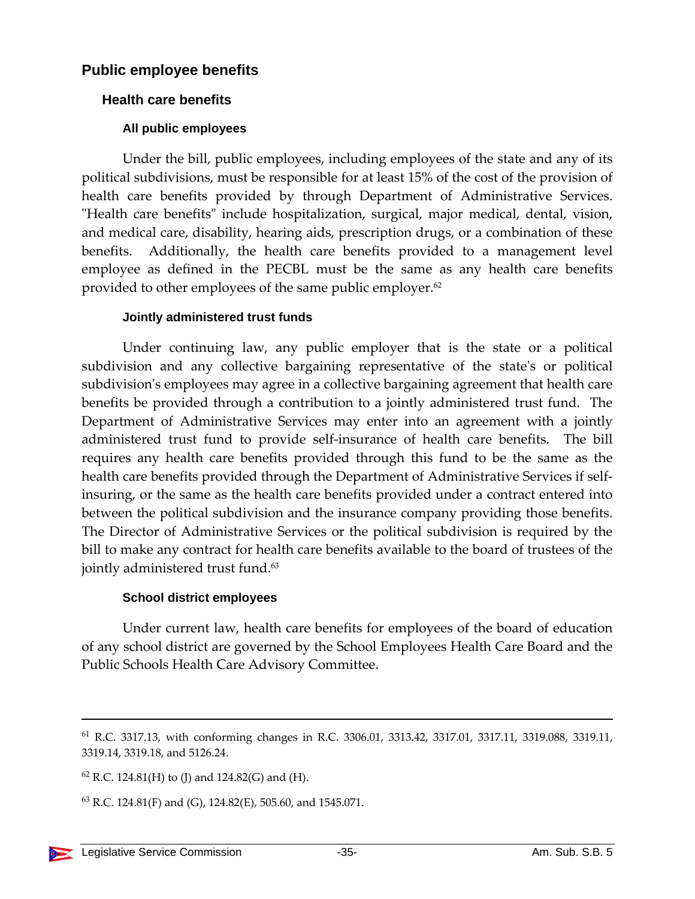## Public employee benefits

### Health care benefits

#### All public employees

Under the bill, public employees, including employees of the state and any of its political subdivisions, must be responsible for at least 15% of the cost of the provision of health care benefits provided by through Department of Administrative Services. "Health care benefits" include hospitalization, surgical, major medical, dental, vision, and medical care, disability, hearing aids, prescription drugs, or a combination of these benefits. Additionally, the health care benefits provided to a management level employee as defined in the PECBL must be the same as any health care benefits provided to other employees of the same public employer.[62]

#### Jointly administered trust funds

Under continuing law, any public employer that is the state or a political subdivision and any collective bargaining representative of the state's or political subdivision's employees may agree in a collective bargaining agreement that health care benefits be provided through a contribution to a jointly administered trust fund. The Department of Administrative Services may enter into an agreement with a jointly administered trust fund to provide self-insurance of health care benefits. The bill requires any health care benefits provided through this fund to be the same as the health care benefits provided through the Department of Administrative Services if self-insuring, or the same as the health care benefits provided under a contract entered into between the political subdivision and the insurance company providing those benefits. The Director of Administrative Services or the political subdivision is required by the bill to make any contract for health care benefits available to the board of trustees of the jointly administered trust fund.[63]

#### School district employees

Under current law, health care benefits for employees of the board of education of any school district are governed by the School Employees Health Care Board and the Public Schools Health Care Advisory Committee.

---

[61] R.C. 3317.13, with conforming changes in R.C. 3306.01, 3313.42, 3317.01, 3317.11, 3319.088, 3319.11, 3319.14, 3319.18, and 5126.24.

[62] R.C. 124.81(H) to (J) and 124.82(G) and (H).

[63] R.C. 124.81(F) and (G), 124.82(E), 505.60, and 1545.071.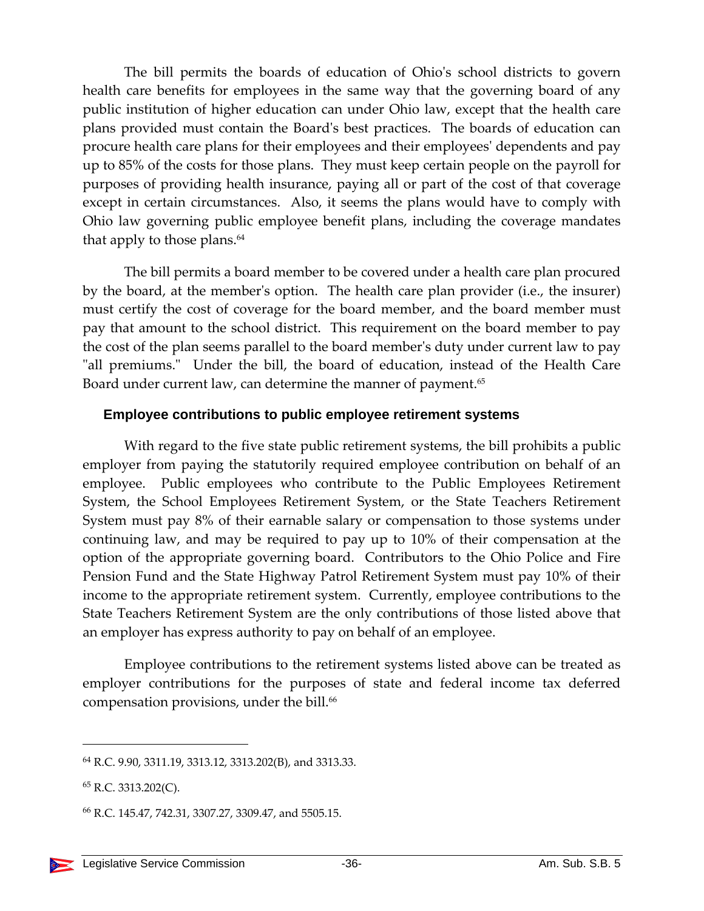The bill permits the boards of education of Ohio's school districts to govern health care benefits for employees in the same way that the governing board of any public institution of higher education can under Ohio law, except that the health care plans provided must contain the Board's best practices. The boards of education can procure health care plans for their employees and their employees' dependents and pay up to 85% of the costs for those plans. They must keep certain people on the payroll for purposes of providing health insurance, paying all or part of the cost of that coverage except in certain circumstances. Also, it seems the plans would have to comply with Ohio law governing public employee benefit plans, including the coverage mandates that apply to those plans.[64]

The bill permits a board member to be covered under a health care plan procured by the board, at the member's option. The health care plan provider (i.e., the insurer) must certify the cost of coverage for the board member, and the board member must pay that amount to the school district. This requirement on the board member to pay the cost of the plan seems parallel to the board member's duty under current law to pay "all premiums." Under the bill, the board of education, instead of the Health Care Board under current law, can determine the manner of payment.[65]

### Employee contributions to public employee retirement systems

With regard to the five state public retirement systems, the bill prohibits a public employer from paying the statutorily required employee contribution on behalf of an employee. Public employees who contribute to the Public Employees Retirement System, the School Employees Retirement System, or the State Teachers Retirement System must pay 8% of their earnable salary or compensation to those systems under continuing law, and may be required to pay up to 10% of their compensation at the option of the appropriate governing board. Contributors to the Ohio Police and Fire Pension Fund and the State Highway Patrol Retirement System must pay 10% of their income to the appropriate retirement system. Currently, employee contributions to the State Teachers Retirement System are the only contributions of those listed above that an employer has express authority to pay on behalf of an employee.

Employee contributions to the retirement systems listed above can be treated as employer contributions for the purposes of state and federal income tax deferred compensation provisions, under the bill.[66]

---

[64] R.C. 9.90, 3311.19, 3313.12, 3313.202(B), and 3313.33.

[65] R.C. 3313.202(C).

[66] R.C. 145.47, 742.31, 3307.27, 3309.47, and 5505.15.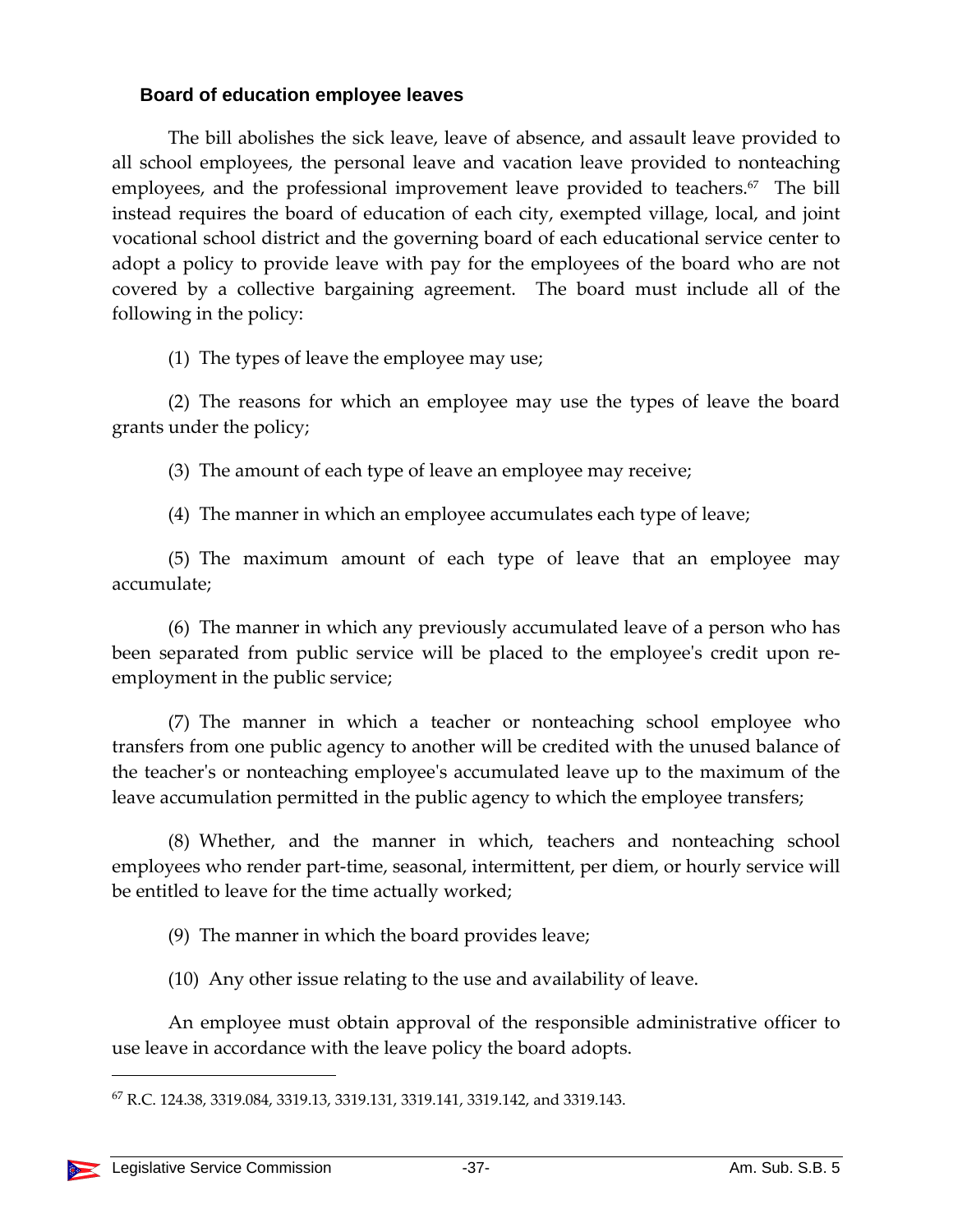### Board of education employee leaves

The bill abolishes the sick leave, leave of absence, and assault leave provided to all school employees, the personal leave and vacation leave provided to nonteaching employees, and the professional improvement leave provided to teachers.[67] The bill instead requires the board of education of each city, exempted village, local, and joint vocational school district and the governing board of each educational service center to adopt a policy to provide leave with pay for the employees of the board who are not covered by a collective bargaining agreement. The board must include all of the following in the policy:

(1) The types of leave the employee may use;

(2) The reasons for which an employee may use the types of leave the board grants under the policy;

(3) The amount of each type of leave an employee may receive;

(4) The manner in which an employee accumulates each type of leave;

(5) The maximum amount of each type of leave that an employee may accumulate;

(6) The manner in which any previously accumulated leave of a person who has been separated from public service will be placed to the employee's credit upon re-employment in the public service;

(7) The manner in which a teacher or nonteaching school employee who transfers from one public agency to another will be credited with the unused balance of the teacher's or nonteaching employee's accumulated leave up to the maximum of the leave accumulation permitted in the public agency to which the employee transfers;

(8) Whether, and the manner in which, teachers and nonteaching school employees who render part-time, seasonal, intermittent, per diem, or hourly service will be entitled to leave for the time actually worked;

(9) The manner in which the board provides leave;

(10) Any other issue relating to the use and availability of leave.

An employee must obtain approval of the responsible administrative officer to use leave in accordance with the leave policy the board adopts.

---

[67] R.C. 124.38, 3319.084, 3319.13, 3319.131, 3319.141, 3319.142, and 3319.143.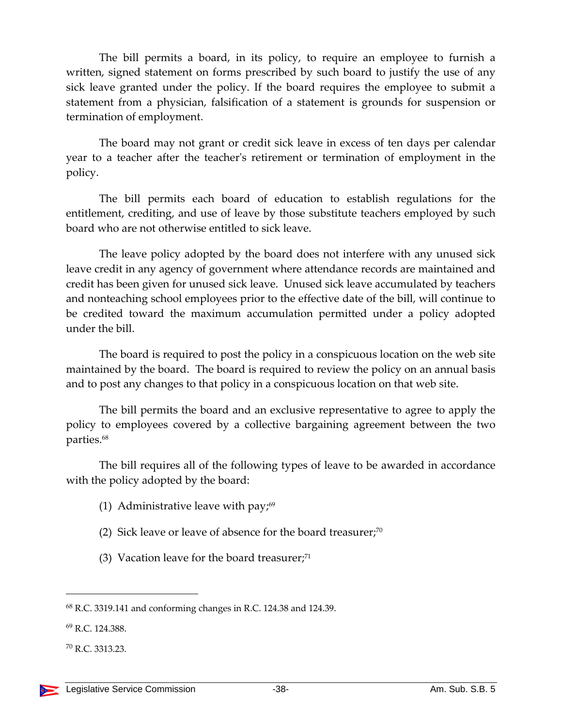The bill permits a board, in its policy, to require an employee to furnish a written, signed statement on forms prescribed by such board to justify the use of any sick leave granted under the policy. If the board requires the employee to submit a statement from a physician, falsification of a statement is grounds for suspension or termination of employment.

The board may not grant or credit sick leave in excess of ten days per calendar year to a teacher after the teacher's retirement or termination of employment in the policy.

The bill permits each board of education to establish regulations for the entitlement, crediting, and use of leave by those substitute teachers employed by such board who are not otherwise entitled to sick leave.

The leave policy adopted by the board does not interfere with any unused sick leave credit in any agency of government where attendance records are maintained and credit has been given for unused sick leave. Unused sick leave accumulated by teachers and nonteaching school employees prior to the effective date of the bill, will continue to be credited toward the maximum accumulation permitted under a policy adopted under the bill.

The board is required to post the policy in a conspicuous location on the web site maintained by the board. The board is required to review the policy on an annual basis and to post any changes to that policy in a conspicuous location on that web site.

The bill permits the board and an exclusive representative to agree to apply the policy to employees covered by a collective bargaining agreement between the two parties.[68]

The bill requires all of the following types of leave to be awarded in accordance with the policy adopted by the board:

(1) Administrative leave with pay;[69]

(2) Sick leave or leave of absence for the board treasurer;[70]

(3) Vacation leave for the board treasurer;[71]

---

[68] R.C. 3319.141 and conforming changes in R.C. 124.38 and 124.39.

[69] R.C. 124.388.

[70] R.C. 3313.23.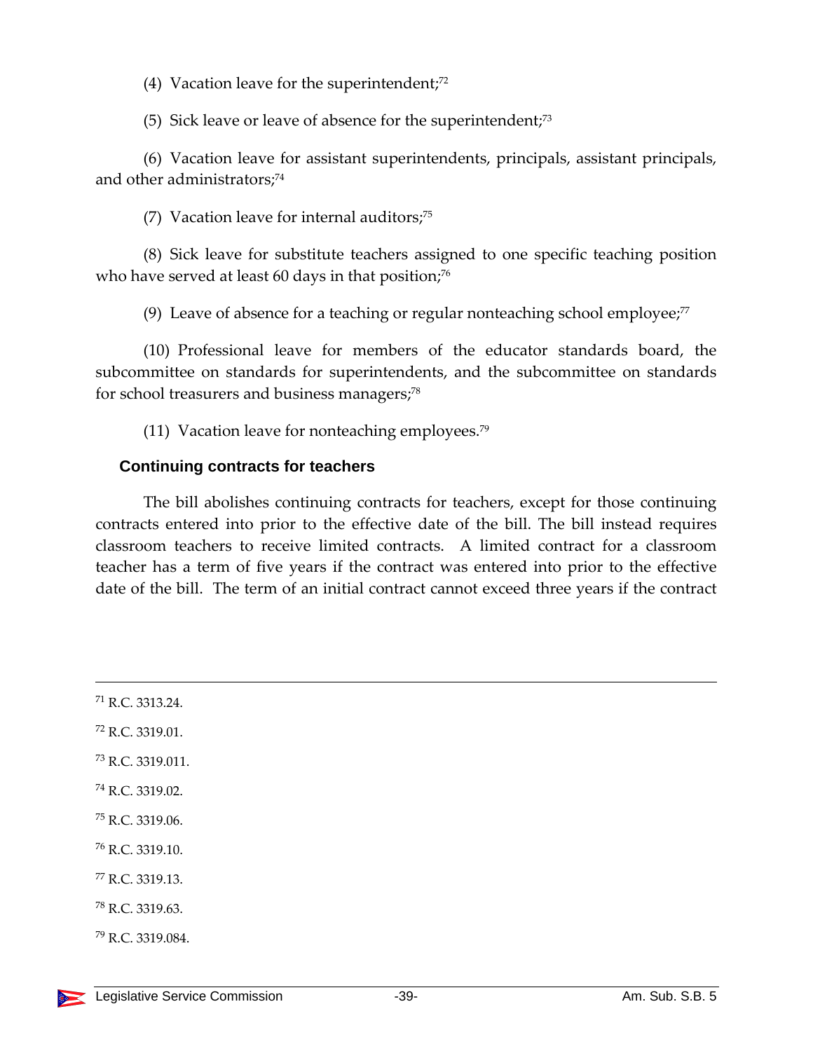(4) Vacation leave for the superintendent;[72]

(5) Sick leave or leave of absence for the superintendent;[73]

(6) Vacation leave for assistant superintendents, principals, assistant principals, and other administrators;[74]

(7) Vacation leave for internal auditors;[75]

(8) Sick leave for substitute teachers assigned to one specific teaching position who have served at least 60 days in that position;[76]

(9) Leave of absence for a teaching or regular nonteaching school employee;[77]

(10) Professional leave for members of the educator standards board, the subcommittee on standards for superintendents, and the subcommittee on standards for school treasurers and business managers;[78]

(11) Vacation leave for nonteaching employees.[79]

### Continuing contracts for teachers

The bill abolishes continuing contracts for teachers, except for those continuing contracts entered into prior to the effective date of the bill. The bill instead requires classroom teachers to receive limited contracts. A limited contract for a classroom teacher has a term of five years if the contract was entered into prior to the effective date of the bill. The term of an initial contract cannot exceed three years if the contract

---

[71] R.C. 3313.24.

[72] R.C. 3319.01.

[73] R.C. 3319.011.

[74] R.C. 3319.02.

[75] R.C. 3319.06.

[76] R.C. 3319.10.

[77] R.C. 3319.13.

[78] R.C. 3319.63.

[79] R.C. 3319.084.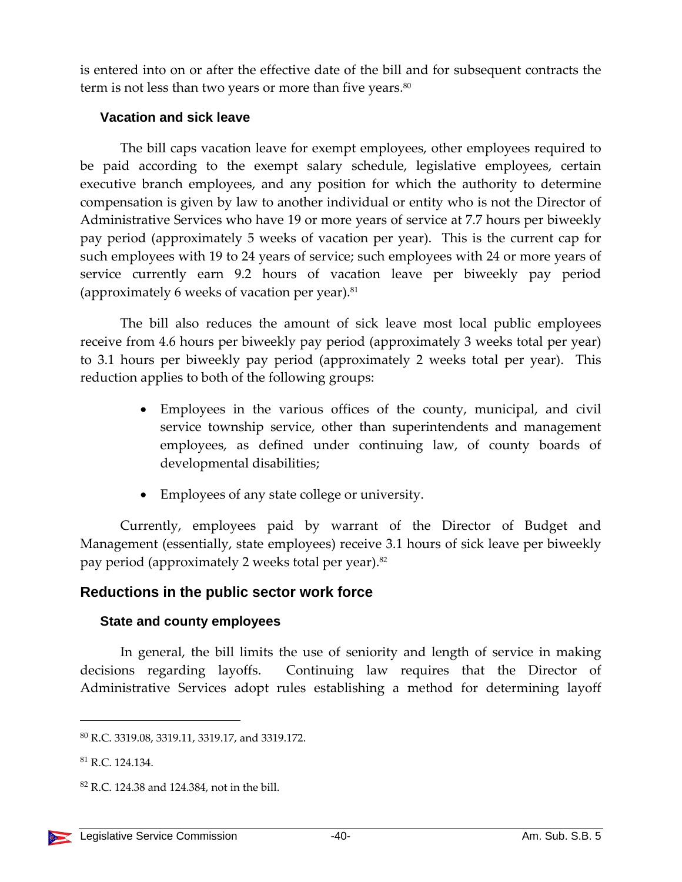is entered into on or after the effective date of the bill and for subsequent contracts the term is not less than two years or more than five years.[80]

### Vacation and sick leave

The bill caps vacation leave for exempt employees, other employees required to be paid according to the exempt salary schedule, legislative employees, certain executive branch employees, and any position for which the authority to determine compensation is given by law to another individual or entity who is not the Director of Administrative Services who have 19 or more years of service at 7.7 hours per biweekly pay period (approximately 5 weeks of vacation per year). This is the current cap for such employees with 19 to 24 years of service; such employees with 24 or more years of service currently earn 9.2 hours of vacation leave per biweekly pay period (approximately 6 weeks of vacation per year).[81]

The bill also reduces the amount of sick leave most local public employees receive from 4.6 hours per biweekly pay period (approximately 3 weeks total per year) to 3.1 hours per biweekly pay period (approximately 2 weeks total per year). This reduction applies to both of the following groups:

- Employees in the various offices of the county, municipal, and civil service township service, other than superintendents and management employees, as defined under continuing law, of county boards of developmental disabilities;
- Employees of any state college or university.

Currently, employees paid by warrant of the Director of Budget and Management (essentially, state employees) receive 3.1 hours of sick leave per biweekly pay period (approximately 2 weeks total per year).[82]

## Reductions in the public sector work force

### State and county employees

In general, the bill limits the use of seniority and length of service in making decisions regarding layoffs. Continuing law requires that the Director of Administrative Services adopt rules establishing a method for determining layoff

---

[80] R.C. 3319.08, 3319.11, 3319.17, and 3319.172.

[81] R.C. 124.134.

[82] R.C. 124.38 and 124.384, not in the bill.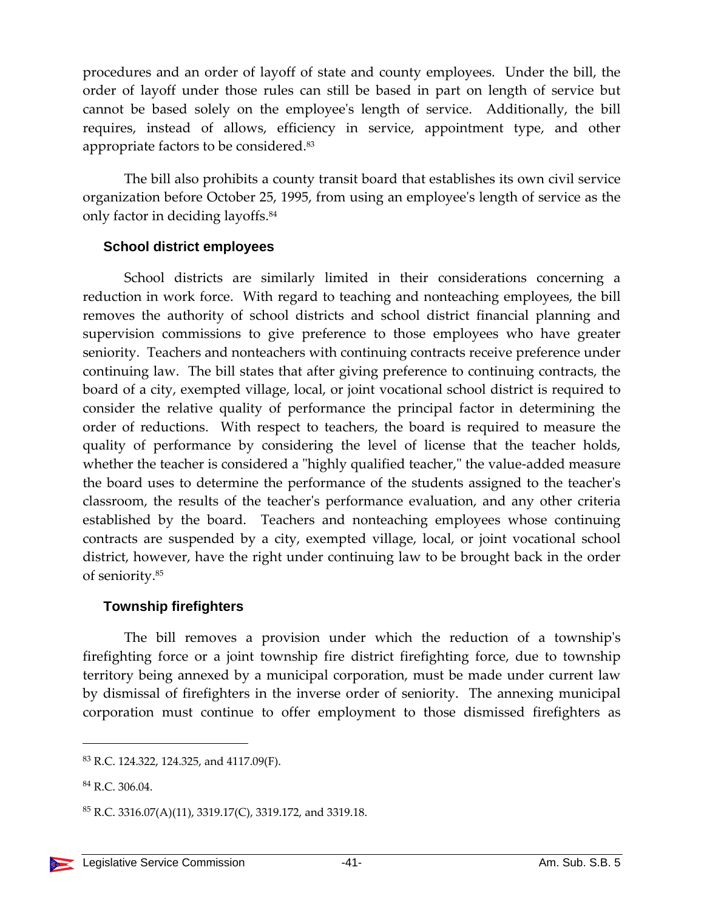procedures and an order of layoff of state and county employees. Under the bill, the order of layoff under those rules can still be based in part on length of service but cannot be based solely on the employee's length of service. Additionally, the bill requires, instead of allows, efficiency in service, appointment type, and other appropriate factors to be considered.[83]

The bill also prohibits a county transit board that establishes its own civil service organization before October 25, 1995, from using an employee's length of service as the only factor in deciding layoffs.[84]

### School district employees

School districts are similarly limited in their considerations concerning a reduction in work force. With regard to teaching and nonteaching employees, the bill removes the authority of school districts and school district financial planning and supervision commissions to give preference to those employees who have greater seniority. Teachers and nonteachers with continuing contracts receive preference under continuing law. The bill states that after giving preference to continuing contracts, the board of a city, exempted village, local, or joint vocational school district is required to consider the relative quality of performance the principal factor in determining the order of reductions. With respect to teachers, the board is required to measure the quality of performance by considering the level of license that the teacher holds, whether the teacher is considered a "highly qualified teacher," the value-added measure the board uses to determine the performance of the students assigned to the teacher's classroom, the results of the teacher's performance evaluation, and any other criteria established by the board. Teachers and nonteaching employees whose continuing contracts are suspended by a city, exempted village, local, or joint vocational school district, however, have the right under continuing law to be brought back in the order of seniority.[85]

### Township firefighters

The bill removes a provision under which the reduction of a township's firefighting force or a joint township fire district firefighting force, due to township territory being annexed by a municipal corporation, must be made under current law by dismissal of firefighters in the inverse order of seniority. The annexing municipal corporation must continue to offer employment to those dismissed firefighters as

---

[83] R.C. 124.322, 124.325, and 4117.09(F).

[84] R.C. 306.04.

[85] R.C. 3316.07(A)(11), 3319.17(C), 3319.172, and 3319.18.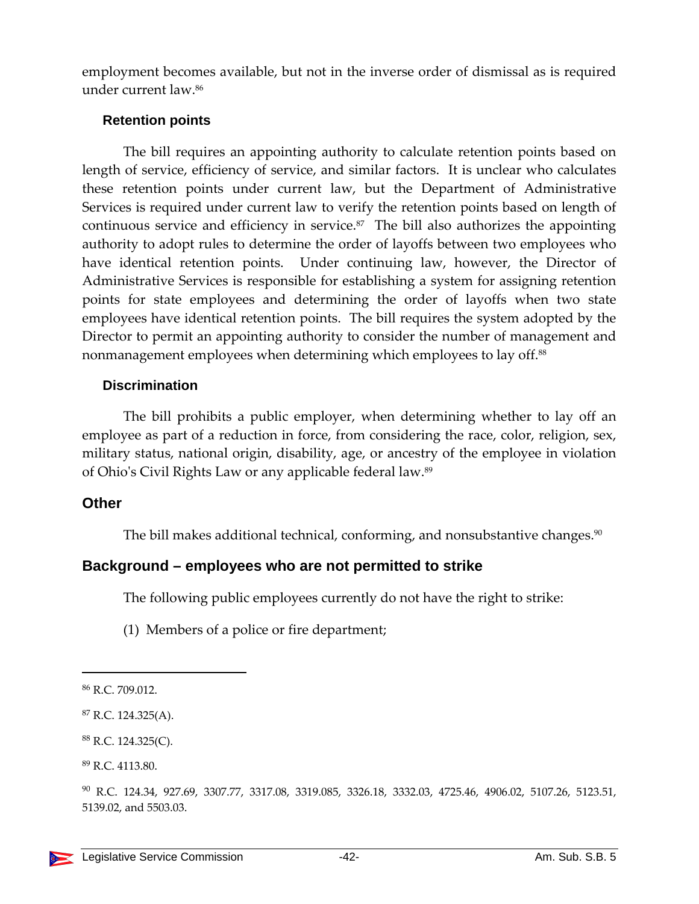employment becomes available, but not in the inverse order of dismissal as is required under current law.[86]

### Retention points

The bill requires an appointing authority to calculate retention points based on length of service, efficiency of service, and similar factors. It is unclear who calculates these retention points under current law, but the Department of Administrative Services is required under current law to verify the retention points based on length of continuous service and efficiency in service.[87] The bill also authorizes the appointing authority to adopt rules to determine the order of layoffs between two employees who have identical retention points. Under continuing law, however, the Director of Administrative Services is responsible for establishing a system for assigning retention points for state employees and determining the order of layoffs when two state employees have identical retention points. The bill requires the system adopted by the Director to permit an appointing authority to consider the number of management and nonmanagement employees when determining which employees to lay off.[88]

### Discrimination

The bill prohibits a public employer, when determining whether to lay off an employee as part of a reduction in force, from considering the race, color, religion, sex, military status, national origin, disability, age, or ancestry of the employee in violation of Ohio's Civil Rights Law or any applicable federal law.[89]

## Other

The bill makes additional technical, conforming, and nonsubstantive changes.[90]

## Background – employees who are not permitted to strike

The following public employees currently do not have the right to strike:

(1) Members of a police or fire department;

---

[86] R.C. 709.012.

[87] R.C. 124.325(A).

[88] R.C. 124.325(C).

[89] R.C. 4113.80.

[90] R.C. 124.34, 927.69, 3307.77, 3317.08, 3319.085, 3326.18, 3332.03, 4725.46, 4906.02, 5107.26, 5123.51, 5139.02, and 5503.03.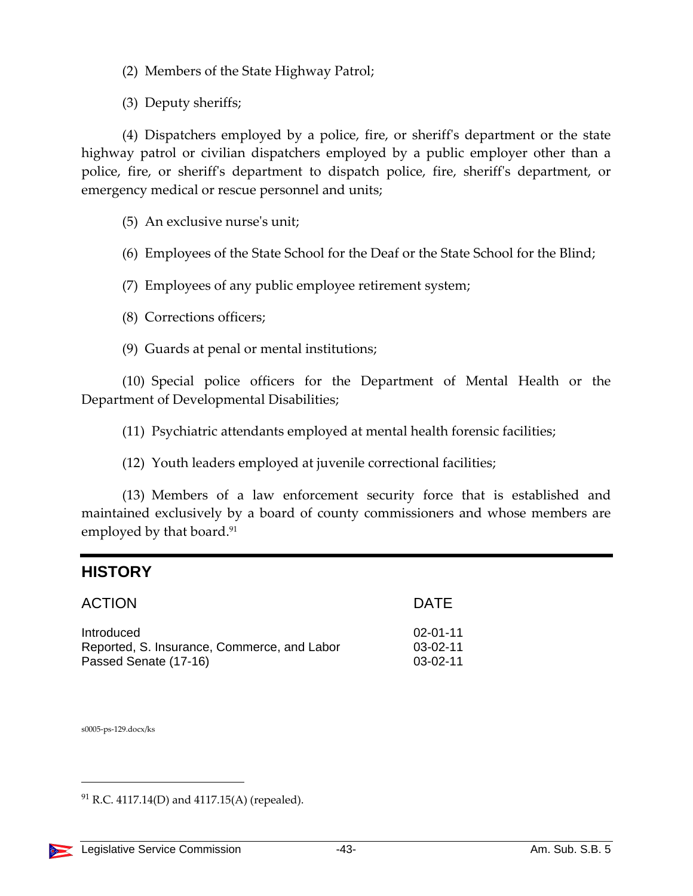(2) Members of the State Highway Patrol;

(3) Deputy sheriffs;

(4) Dispatchers employed by a police, fire, or sheriff's department or the state highway patrol or civilian dispatchers employed by a public employer other than a police, fire, or sheriff's department to dispatch police, fire, sheriff's department, or emergency medical or rescue personnel and units;

(5) An exclusive nurse's unit;

(6) Employees of the State School for the Deaf or the State School for the Blind;

(7) Employees of any public employee retirement system;

(8) Corrections officers;

(9) Guards at penal or mental institutions;

(10) Special police officers for the Department of Mental Health or the Department of Developmental Disabilities;

(11) Psychiatric attendants employed at mental health forensic facilities;

(12) Youth leaders employed at juvenile correctional facilities;

(13) Members of a law enforcement security force that is established and maintained exclusively by a board of county commissioners and whose members are employed by that board.[91]

## HISTORY

| ACTION | DATE |
|---|---|
| Introduced | 02-01-11 |
| Reported, S. Insurance, Commerce, and Labor | 03-02-11 |
| Passed Senate (17-16) | 03-02-11 |

s0005-ps-129.docx/ks

[91] R.C. 4117.14(D) and 4117.15(A) (repealed).